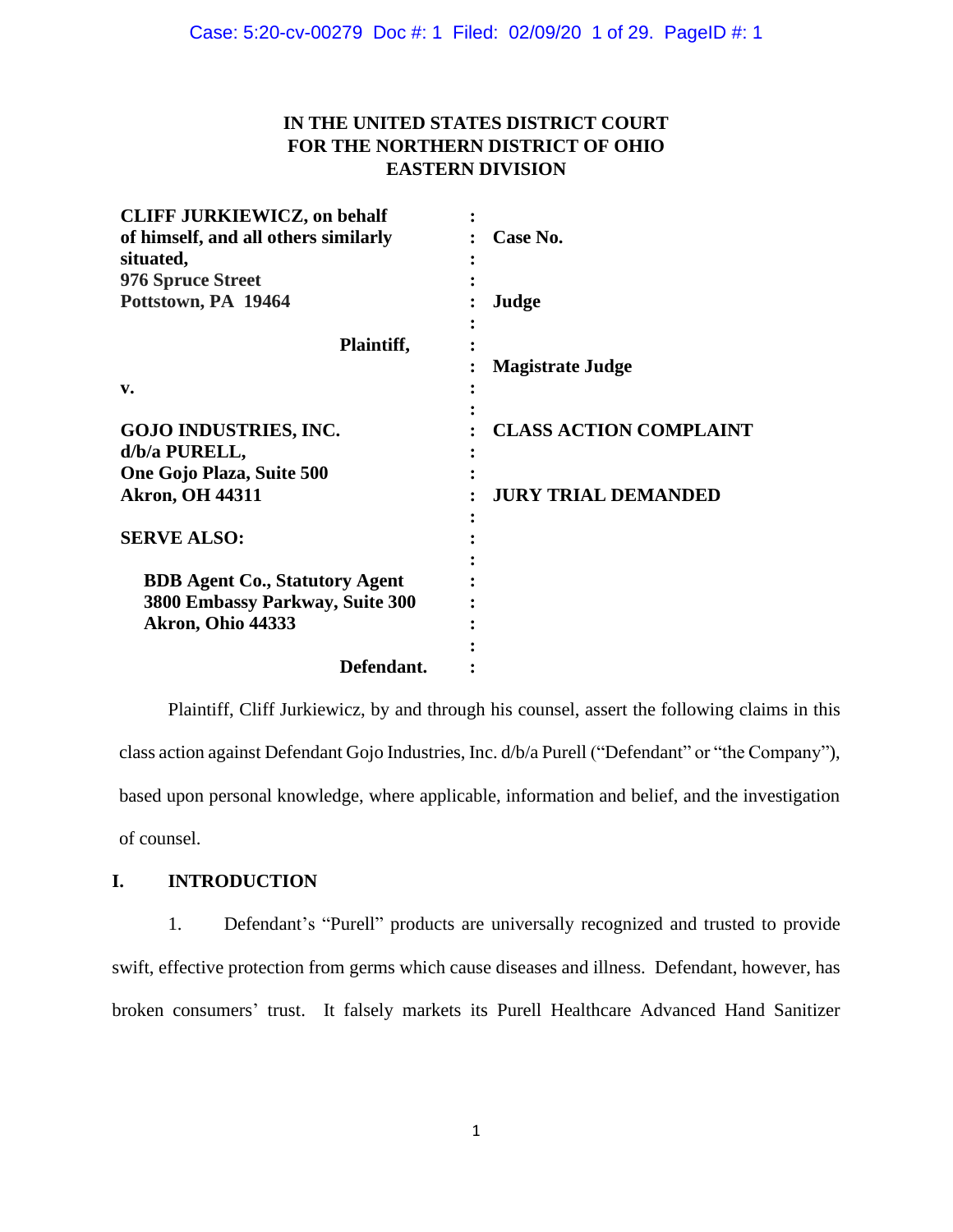**IN THE UNITED STATES DISTRICT COURT**
**FOR THE NORTHERN DISTRICT OF OHIO**
**EASTERN DIVISION**

| | | |
|---|---|---|
| **CLIFF JURKIEWICZ, on behalf of himself, and all others similarly situated,** | : | **Case No.** |
| **976 Spruce Street** | : | |
| **Pottstown, PA 19464** | : | **Judge** |
| **Plaintiff,** | : | **Magistrate Judge** |
| **v.** | : | |
| **GOJO INDUSTRIES, INC. d/b/a PURELL,** | : | **CLASS ACTION COMPLAINT** |
| **One Gojo Plaza, Suite 500** | : | |
| **Akron, OH 44311** | : | **JURY TRIAL DEMANDED** |
| **SERVE ALSO:** | : | |
| **BDB Agent Co., Statutory Agent** | : | |
| **3800 Embassy Parkway, Suite 300** | : | |
| **Akron, Ohio 44333** | : | |
| **Defendant.** | : | |

Plaintiff, Cliff Jurkiewicz, by and through his counsel, assert the following claims in this class action against Defendant Gojo Industries, Inc. d/b/a Purell ("Defendant" or "the Company"), based upon personal knowledge, where applicable, information and belief, and the investigation of counsel.

## I. INTRODUCTION

1. Defendant's "Purell" products are universally recognized and trusted to provide swift, effective protection from germs which cause diseases and illness. Defendant, however, has broken consumers' trust. It falsely markets its Purell Healthcare Advanced Hand Sanitizer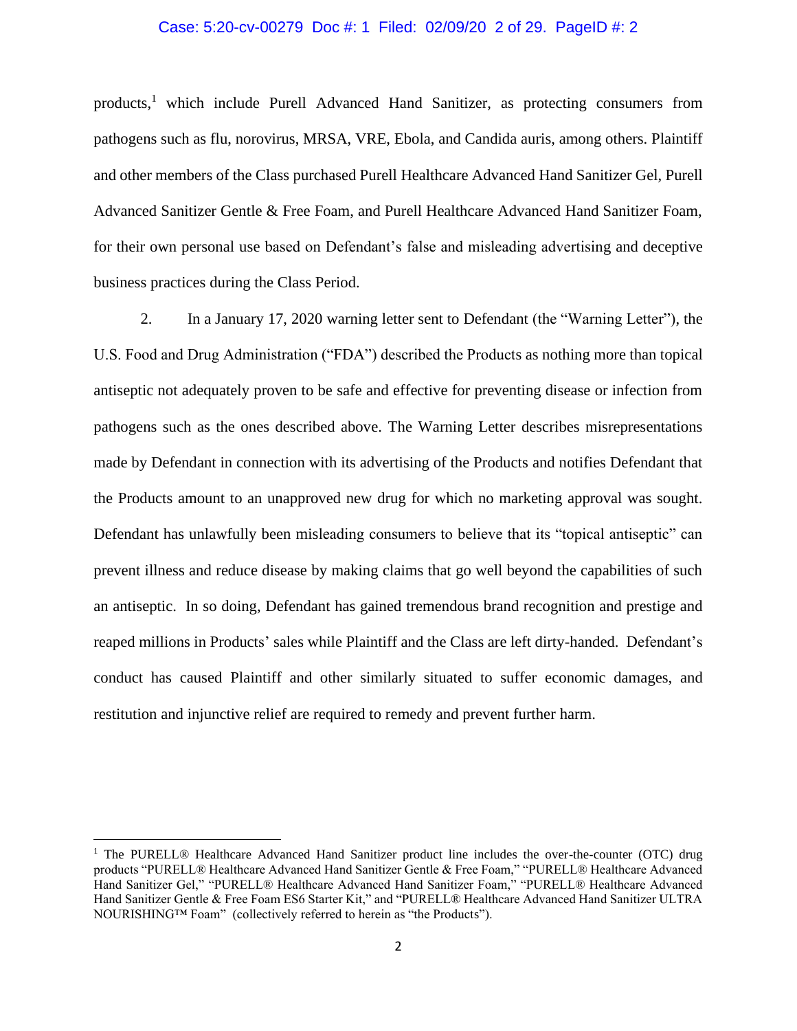products,[1] which include Purell Advanced Hand Sanitizer, as protecting consumers from pathogens such as flu, norovirus, MRSA, VRE, Ebola, and Candida auris, among others. Plaintiff and other members of the Class purchased Purell Healthcare Advanced Hand Sanitizer Gel, Purell Advanced Sanitizer Gentle & Free Foam, and Purell Healthcare Advanced Hand Sanitizer Foam, for their own personal use based on Defendant's false and misleading advertising and deceptive business practices during the Class Period.

2. In a January 17, 2020 warning letter sent to Defendant (the "Warning Letter"), the U.S. Food and Drug Administration ("FDA") described the Products as nothing more than topical antiseptic not adequately proven to be safe and effective for preventing disease or infection from pathogens such as the ones described above. The Warning Letter describes misrepresentations made by Defendant in connection with its advertising of the Products and notifies Defendant that the Products amount to an unapproved new drug for which no marketing approval was sought. Defendant has unlawfully been misleading consumers to believe that its "topical antiseptic" can prevent illness and reduce disease by making claims that go well beyond the capabilities of such an antiseptic. In so doing, Defendant has gained tremendous brand recognition and prestige and reaped millions in Products' sales while Plaintiff and the Class are left dirty-handed. Defendant's conduct has caused Plaintiff and other similarly situated to suffer economic damages, and restitution and injunctive relief are required to remedy and prevent further harm.

---

[1] The PURELL® Healthcare Advanced Hand Sanitizer product line includes the over-the-counter (OTC) drug products "PURELL® Healthcare Advanced Hand Sanitizer Gentle & Free Foam," "PURELL® Healthcare Advanced Hand Sanitizer Gel," "PURELL® Healthcare Advanced Hand Sanitizer Foam," "PURELL® Healthcare Advanced Hand Sanitizer Gentle & Free Foam ES6 Starter Kit," and "PURELL® Healthcare Advanced Hand Sanitizer ULTRA NOURISHING™ Foam" (collectively referred to herein as "the Products").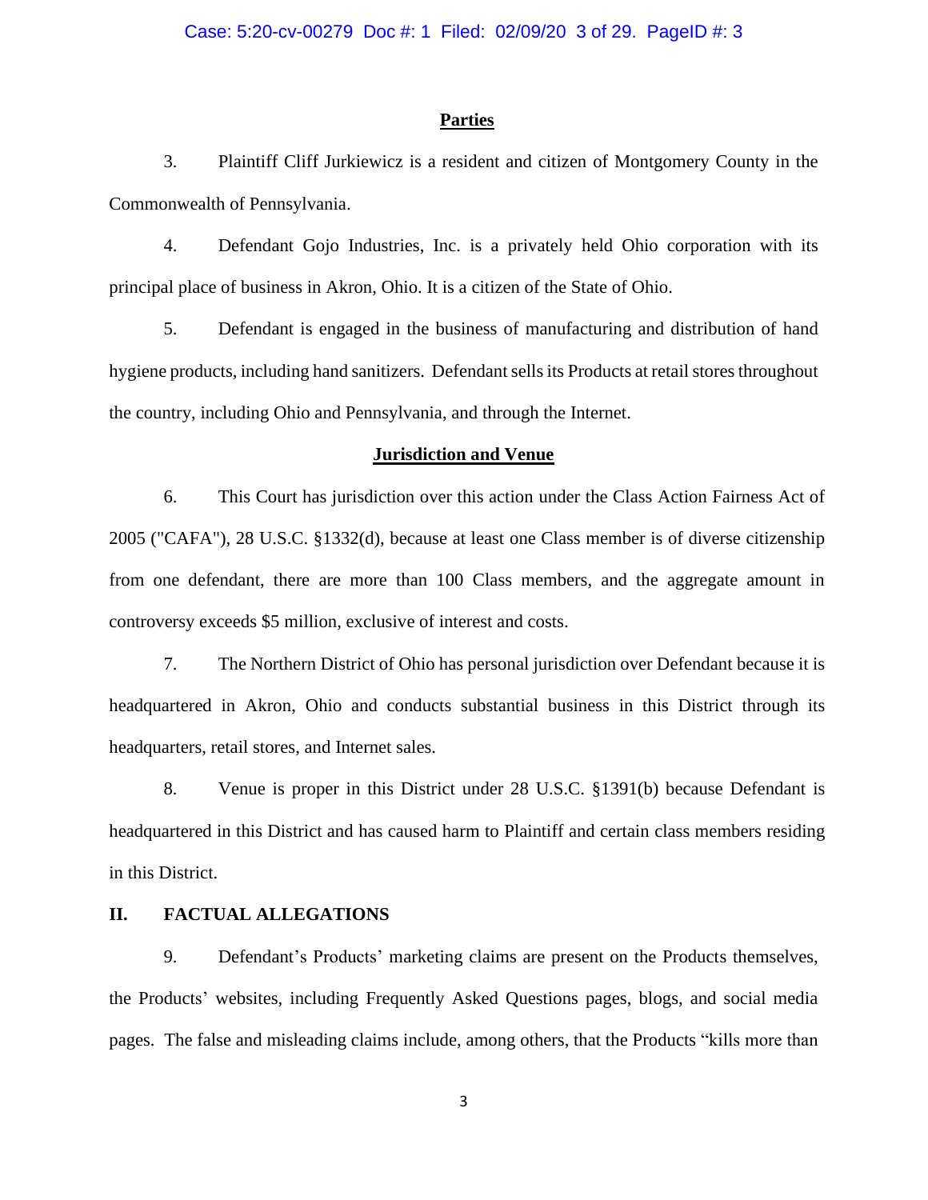## Parties

3. Plaintiff Cliff Jurkiewicz is a resident and citizen of Montgomery County in the Commonwealth of Pennsylvania.

4. Defendant Gojo Industries, Inc. is a privately held Ohio corporation with its principal place of business in Akron, Ohio. It is a citizen of the State of Ohio.

5. Defendant is engaged in the business of manufacturing and distribution of hand hygiene products, including hand sanitizers. Defendant sells its Products at retail stores throughout the country, including Ohio and Pennsylvania, and through the Internet.

## Jurisdiction and Venue

6. This Court has jurisdiction over this action under the Class Action Fairness Act of 2005 ("CAFA"), 28 U.S.C. §1332(d), because at least one Class member is of diverse citizenship from one defendant, there are more than 100 Class members, and the aggregate amount in controversy exceeds $5 million, exclusive of interest and costs.

7. The Northern District of Ohio has personal jurisdiction over Defendant because it is headquartered in Akron, Ohio and conducts substantial business in this District through its headquarters, retail stores, and Internet sales.

8. Venue is proper in this District under 28 U.S.C. §1391(b) because Defendant is headquartered in this District and has caused harm to Plaintiff and certain class members residing in this District.

## II. FACTUAL ALLEGATIONS

9. Defendant's Products' marketing claims are present on the Products themselves, the Products' websites, including Frequently Asked Questions pages, blogs, and social media pages. The false and misleading claims include, among others, that the Products "kills more than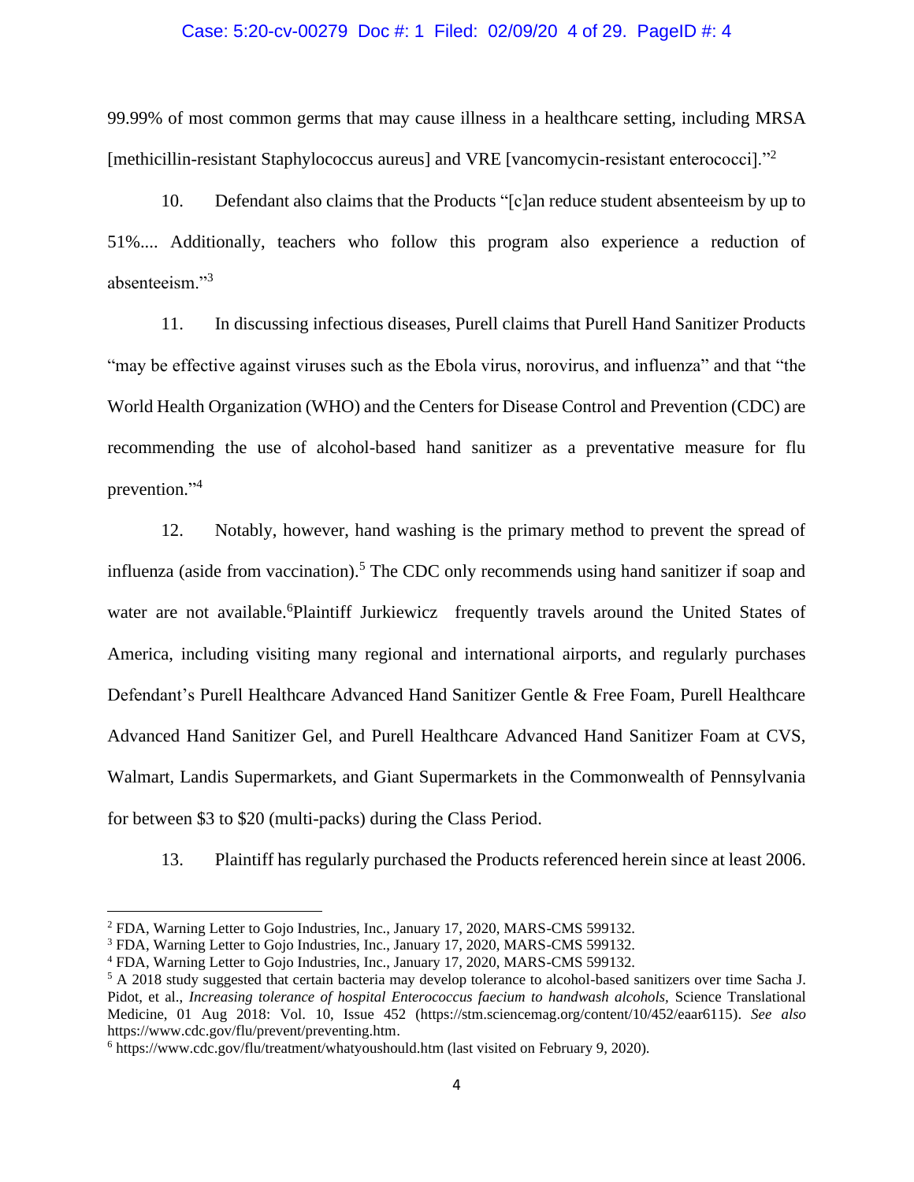99.99% of most common germs that may cause illness in a healthcare setting, including MRSA [methicillin-resistant Staphylococcus aureus] and VRE [vancomycin-resistant enterococci]."[2]

10. Defendant also claims that the Products "[c]an reduce student absenteeism by up to 51%.... Additionally, teachers who follow this program also experience a reduction of absenteeism."[3]

11. In discussing infectious diseases, Purell claims that Purell Hand Sanitizer Products "may be effective against viruses such as the Ebola virus, norovirus, and influenza" and that "the World Health Organization (WHO) and the Centers for Disease Control and Prevention (CDC) are recommending the use of alcohol-based hand sanitizer as a preventative measure for flu prevention."[4]

12. Notably, however, hand washing is the primary method to prevent the spread of influenza (aside from vaccination).[5] The CDC only recommends using hand sanitizer if soap and water are not available.[6]Plaintiff Jurkiewicz frequently travels around the United States of America, including visiting many regional and international airports, and regularly purchases Defendant's Purell Healthcare Advanced Hand Sanitizer Gentle & Free Foam, Purell Healthcare Advanced Hand Sanitizer Gel, and Purell Healthcare Advanced Hand Sanitizer Foam at CVS, Walmart, Landis Supermarkets, and Giant Supermarkets in the Commonwealth of Pennsylvania for between $3 to $20 (multi-packs) during the Class Period.

13. Plaintiff has regularly purchased the Products referenced herein since at least 2006.

---

[2] FDA, Warning Letter to Gojo Industries, Inc., January 17, 2020, MARS-CMS 599132.

[3] FDA, Warning Letter to Gojo Industries, Inc., January 17, 2020, MARS-CMS 599132.

[4] FDA, Warning Letter to Gojo Industries, Inc., January 17, 2020, MARS-CMS 599132.

[5] A 2018 study suggested that certain bacteria may develop tolerance to alcohol-based sanitizers over time Sacha J. Pidot, et al., *Increasing tolerance of hospital Enterococcus faecium to handwash alcohols,* Science Translational Medicine, 01 Aug 2018: Vol. 10, Issue 452 (https://stm.sciencemag.org/content/10/452/eaar6115). *See also* https://www.cdc.gov/flu/prevent/preventing.htm.

[6] https://www.cdc.gov/flu/treatment/whatyoushould.htm (last visited on February 9, 2020).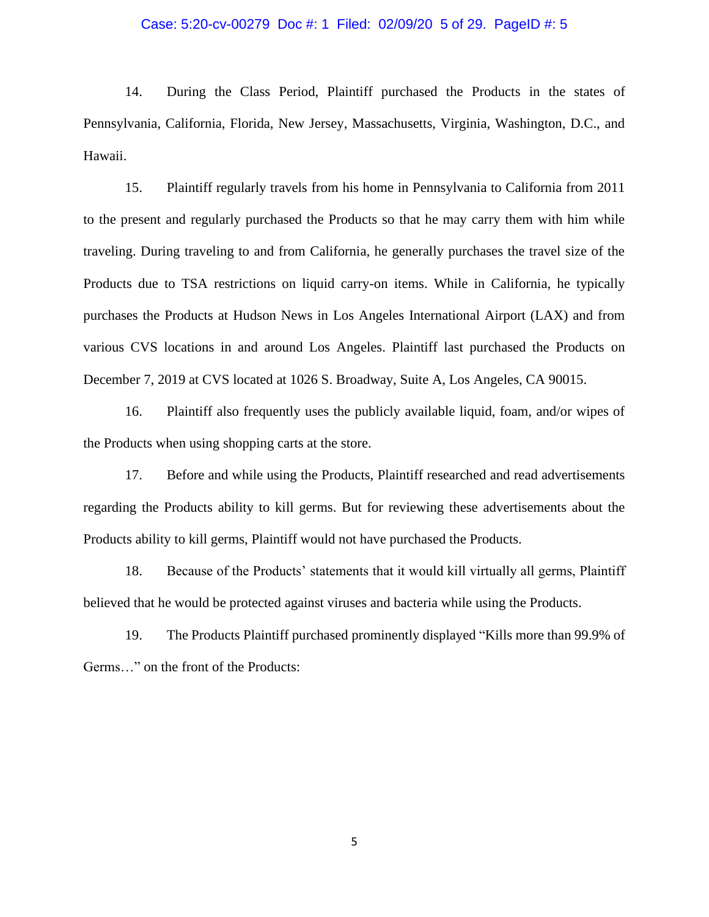14. During the Class Period, Plaintiff purchased the Products in the states of Pennsylvania, California, Florida, New Jersey, Massachusetts, Virginia, Washington, D.C., and Hawaii.

15. Plaintiff regularly travels from his home in Pennsylvania to California from 2011 to the present and regularly purchased the Products so that he may carry them with him while traveling. During traveling to and from California, he generally purchases the travel size of the Products due to TSA restrictions on liquid carry-on items. While in California, he typically purchases the Products at Hudson News in Los Angeles International Airport (LAX) and from various CVS locations in and around Los Angeles. Plaintiff last purchased the Products on December 7, 2019 at CVS located at 1026 S. Broadway, Suite A, Los Angeles, CA 90015.

16. Plaintiff also frequently uses the publicly available liquid, foam, and/or wipes of the Products when using shopping carts at the store.

17. Before and while using the Products, Plaintiff researched and read advertisements regarding the Products ability to kill germs. But for reviewing these advertisements about the Products ability to kill germs, Plaintiff would not have purchased the Products.

18. Because of the Products' statements that it would kill virtually all germs, Plaintiff believed that he would be protected against viruses and bacteria while using the Products.

19. The Products Plaintiff purchased prominently displayed "Kills more than 99.9% of Germs…" on the front of the Products: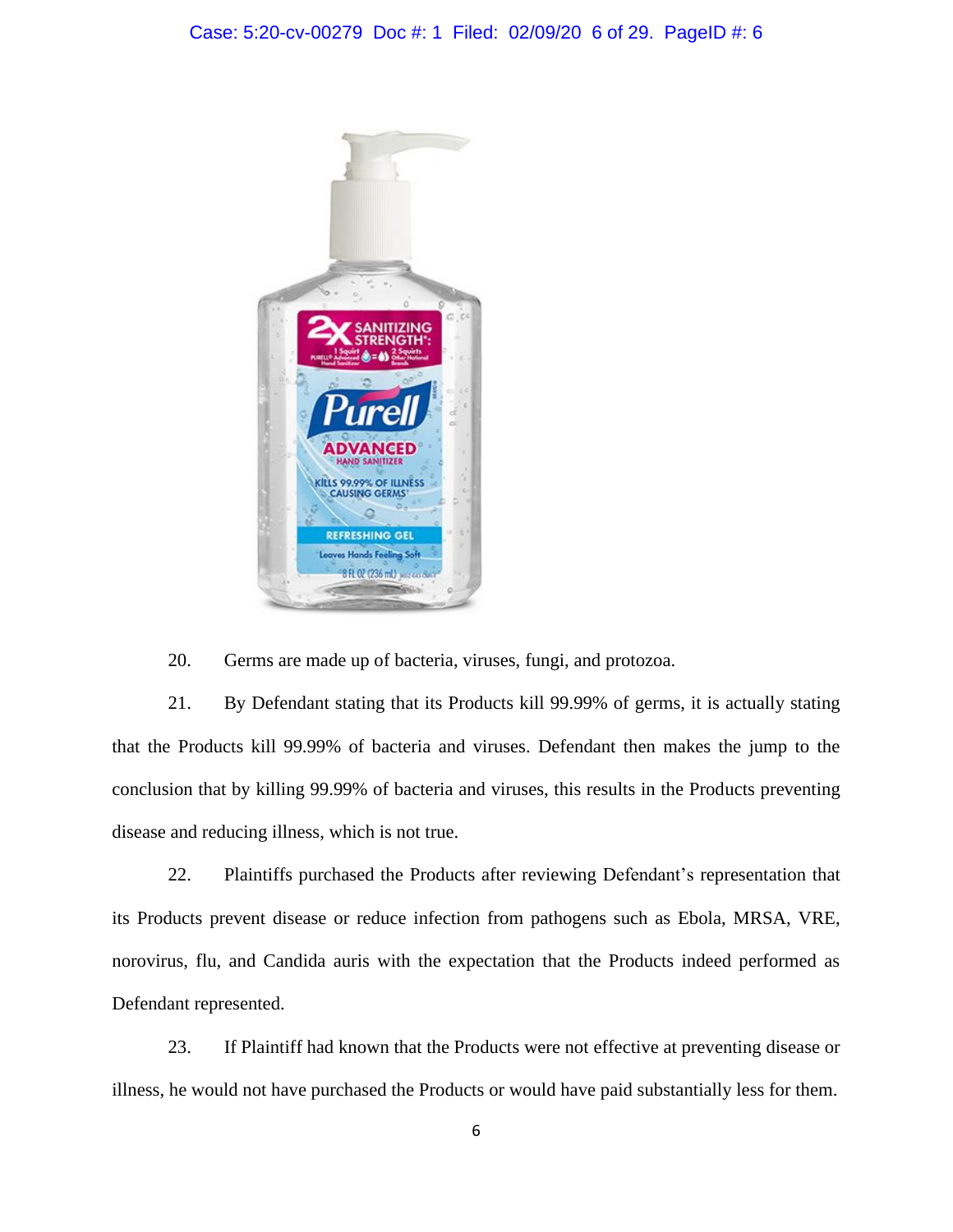20. Germs are made up of bacteria, viruses, fungi, and protozoa.

21. By Defendant stating that its Products kill 99.99% of germs, it is actually stating that the Products kill 99.99% of bacteria and viruses. Defendant then makes the jump to the conclusion that by killing 99.99% of bacteria and viruses, this results in the Products preventing disease and reducing illness, which is not true.

22. Plaintiffs purchased the Products after reviewing Defendant's representation that its Products prevent disease or reduce infection from pathogens such as Ebola, MRSA, VRE, norovirus, flu, and Candida auris with the expectation that the Products indeed performed as Defendant represented.

23. If Plaintiff had known that the Products were not effective at preventing disease or illness, he would not have purchased the Products or would have paid substantially less for them.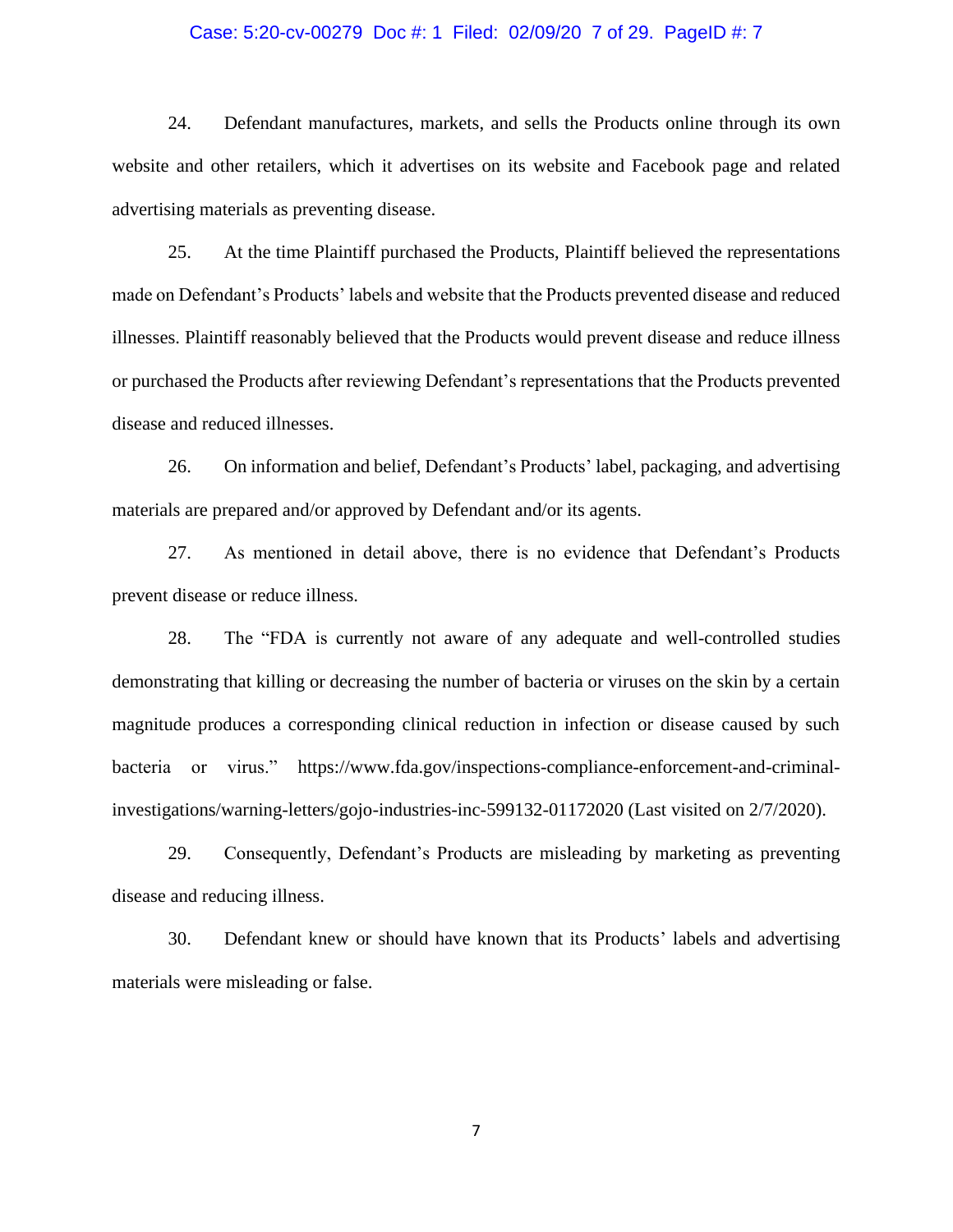24. Defendant manufactures, markets, and sells the Products online through its own website and other retailers, which it advertises on its website and Facebook page and related advertising materials as preventing disease.

25. At the time Plaintiff purchased the Products, Plaintiff believed the representations made on Defendant's Products' labels and website that the Products prevented disease and reduced illnesses. Plaintiff reasonably believed that the Products would prevent disease and reduce illness or purchased the Products after reviewing Defendant's representations that the Products prevented disease and reduced illnesses.

26. On information and belief, Defendant's Products' label, packaging, and advertising materials are prepared and/or approved by Defendant and/or its agents.

27. As mentioned in detail above, there is no evidence that Defendant's Products prevent disease or reduce illness.

28. The "FDA is currently not aware of any adequate and well-controlled studies demonstrating that killing or decreasing the number of bacteria or viruses on the skin by a certain magnitude produces a corresponding clinical reduction in infection or disease caused by such bacteria or virus." https://www.fda.gov/inspections-compliance-enforcement-and-criminal-investigations/warning-letters/gojo-industries-inc-599132-01172020 (Last visited on 2/7/2020).

29. Consequently, Defendant's Products are misleading by marketing as preventing disease and reducing illness.

30. Defendant knew or should have known that its Products' labels and advertising materials were misleading or false.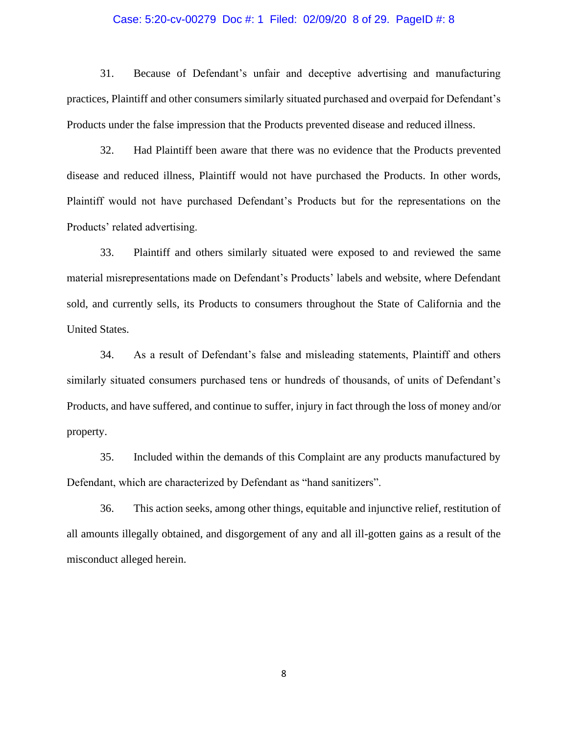31. Because of Defendant's unfair and deceptive advertising and manufacturing practices, Plaintiff and other consumers similarly situated purchased and overpaid for Defendant's Products under the false impression that the Products prevented disease and reduced illness.

32. Had Plaintiff been aware that there was no evidence that the Products prevented disease and reduced illness, Plaintiff would not have purchased the Products. In other words, Plaintiff would not have purchased Defendant's Products but for the representations on the Products' related advertising.

33. Plaintiff and others similarly situated were exposed to and reviewed the same material misrepresentations made on Defendant's Products' labels and website, where Defendant sold, and currently sells, its Products to consumers throughout the State of California and the United States.

34. As a result of Defendant's false and misleading statements, Plaintiff and others similarly situated consumers purchased tens or hundreds of thousands, of units of Defendant's Products, and have suffered, and continue to suffer, injury in fact through the loss of money and/or property.

35. Included within the demands of this Complaint are any products manufactured by Defendant, which are characterized by Defendant as "hand sanitizers".

36. This action seeks, among other things, equitable and injunctive relief, restitution of all amounts illegally obtained, and disgorgement of any and all ill-gotten gains as a result of the misconduct alleged herein.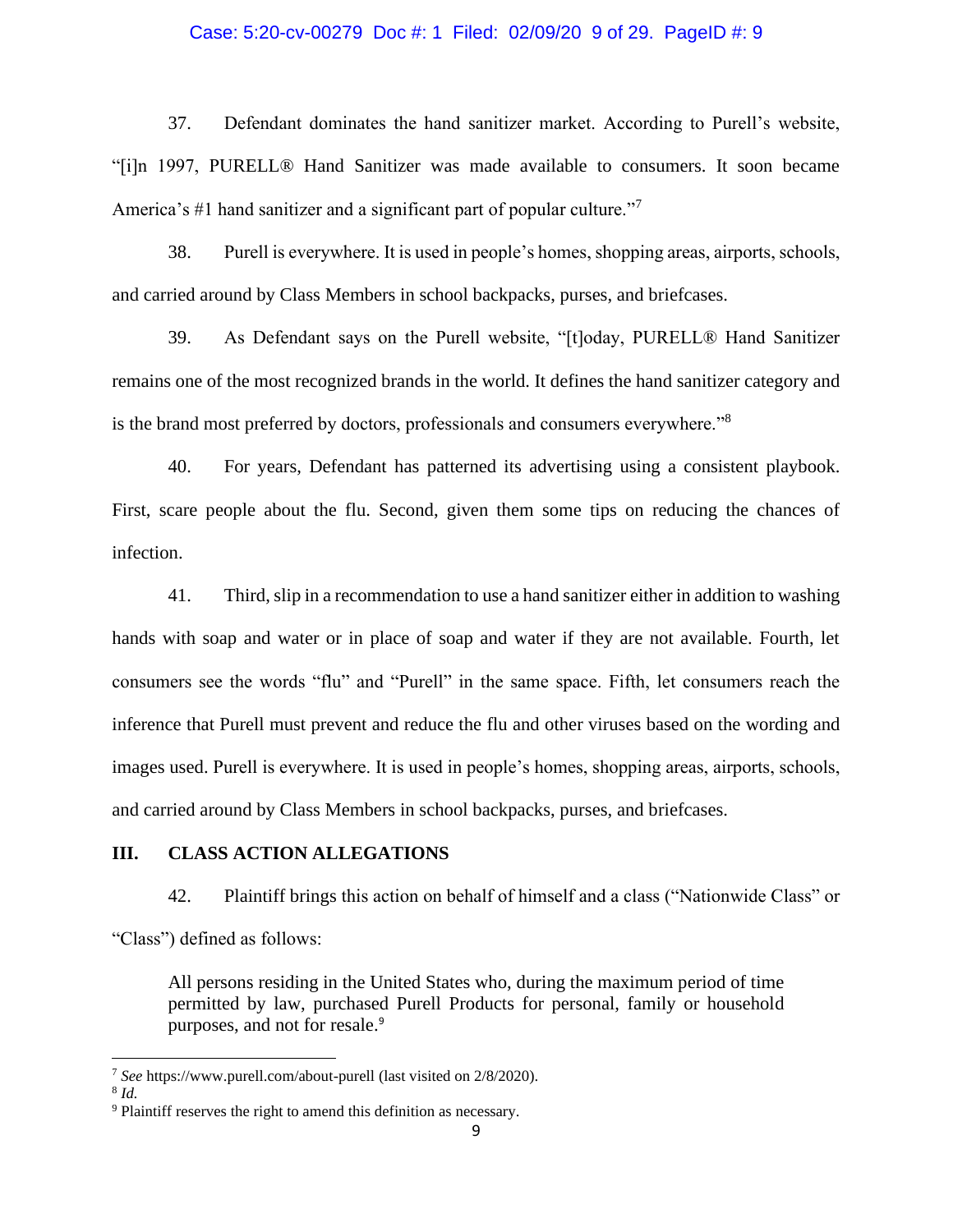37. Defendant dominates the hand sanitizer market. According to Purell's website, "[i]n 1997, PURELL® Hand Sanitizer was made available to consumers. It soon became America's #1 hand sanitizer and a significant part of popular culture."[7]

38. Purell is everywhere. It is used in people's homes, shopping areas, airports, schools, and carried around by Class Members in school backpacks, purses, and briefcases.

39. As Defendant says on the Purell website, "[t]oday, PURELL® Hand Sanitizer remains one of the most recognized brands in the world. It defines the hand sanitizer category and is the brand most preferred by doctors, professionals and consumers everywhere."[8]

40. For years, Defendant has patterned its advertising using a consistent playbook. First, scare people about the flu. Second, given them some tips on reducing the chances of infection.

41. Third, slip in a recommendation to use a hand sanitizer either in addition to washing hands with soap and water or in place of soap and water if they are not available. Fourth, let consumers see the words "flu" and "Purell" in the same space. Fifth, let consumers reach the inference that Purell must prevent and reduce the flu and other viruses based on the wording and images used. Purell is everywhere. It is used in people's homes, shopping areas, airports, schools, and carried around by Class Members in school backpacks, purses, and briefcases.

## III. CLASS ACTION ALLEGATIONS

42. Plaintiff brings this action on behalf of himself and a class ("Nationwide Class" or "Class") defined as follows:

> All persons residing in the United States who, during the maximum period of time permitted by law, purchased Purell Products for personal, family or household purposes, and not for resale.[9]

---

[7] *See* https://www.purell.com/about-purell (last visited on 2/8/2020).

[8] *Id.*

[9] Plaintiff reserves the right to amend this definition as necessary.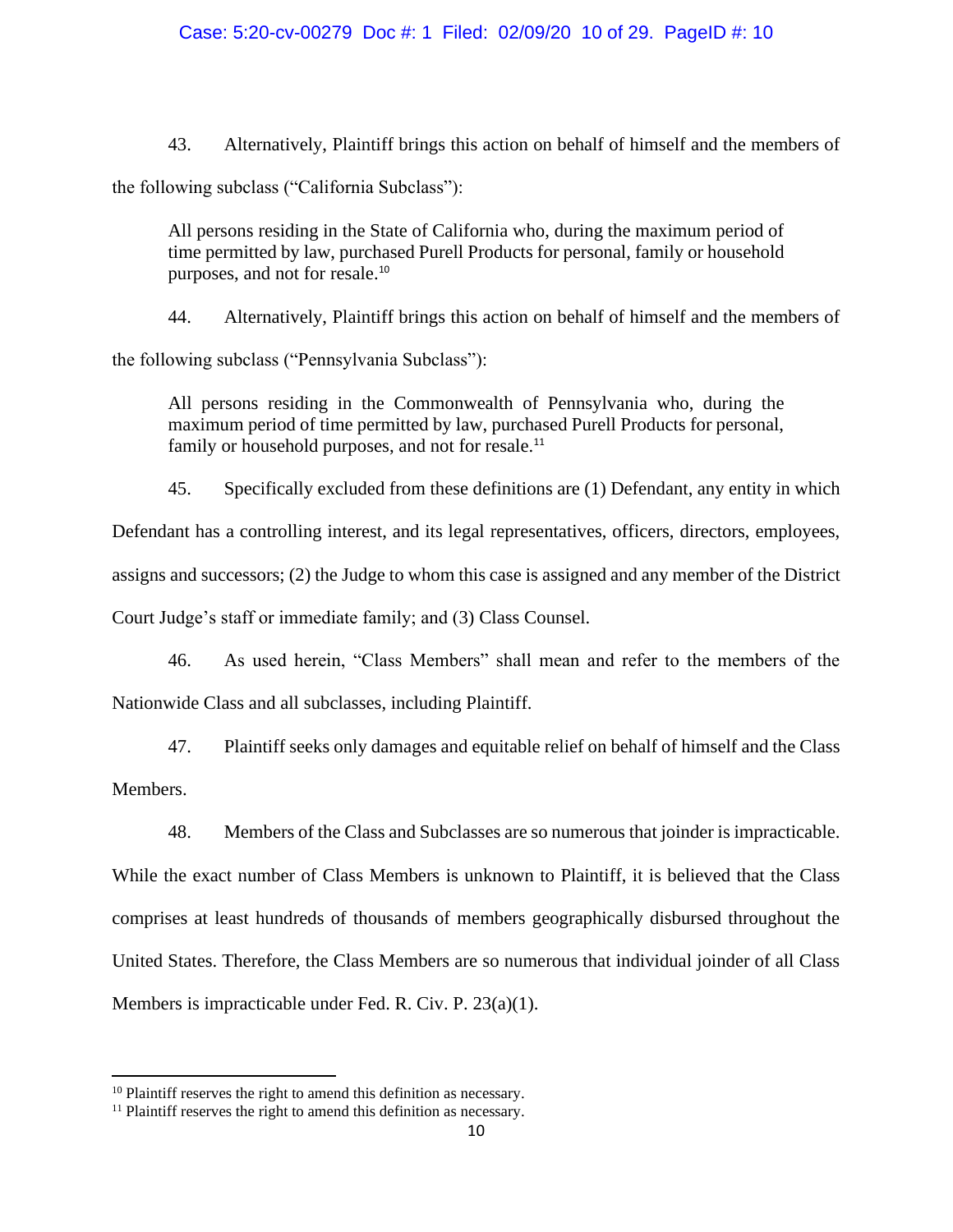43. Alternatively, Plaintiff brings this action on behalf of himself and the members of the following subclass ("California Subclass"):

> All persons residing in the State of California who, during the maximum period of time permitted by law, purchased Purell Products for personal, family or household purposes, and not for resale.[10]

44. Alternatively, Plaintiff brings this action on behalf of himself and the members of the following subclass ("Pennsylvania Subclass"):

> All persons residing in the Commonwealth of Pennsylvania who, during the maximum period of time permitted by law, purchased Purell Products for personal, family or household purposes, and not for resale.[11]

45. Specifically excluded from these definitions are (1) Defendant, any entity in which Defendant has a controlling interest, and its legal representatives, officers, directors, employees, assigns and successors; (2) the Judge to whom this case is assigned and any member of the District Court Judge's staff or immediate family; and (3) Class Counsel.

46. As used herein, "Class Members" shall mean and refer to the members of the Nationwide Class and all subclasses, including Plaintiff.

47. Plaintiff seeks only damages and equitable relief on behalf of himself and the Class Members.

48. Members of the Class and Subclasses are so numerous that joinder is impracticable. While the exact number of Class Members is unknown to Plaintiff, it is believed that the Class comprises at least hundreds of thousands of members geographically disbursed throughout the United States. Therefore, the Class Members are so numerous that individual joinder of all Class Members is impracticable under Fed. R. Civ. P. 23(a)(1).

---

[10] Plaintiff reserves the right to amend this definition as necessary.

[11] Plaintiff reserves the right to amend this definition as necessary.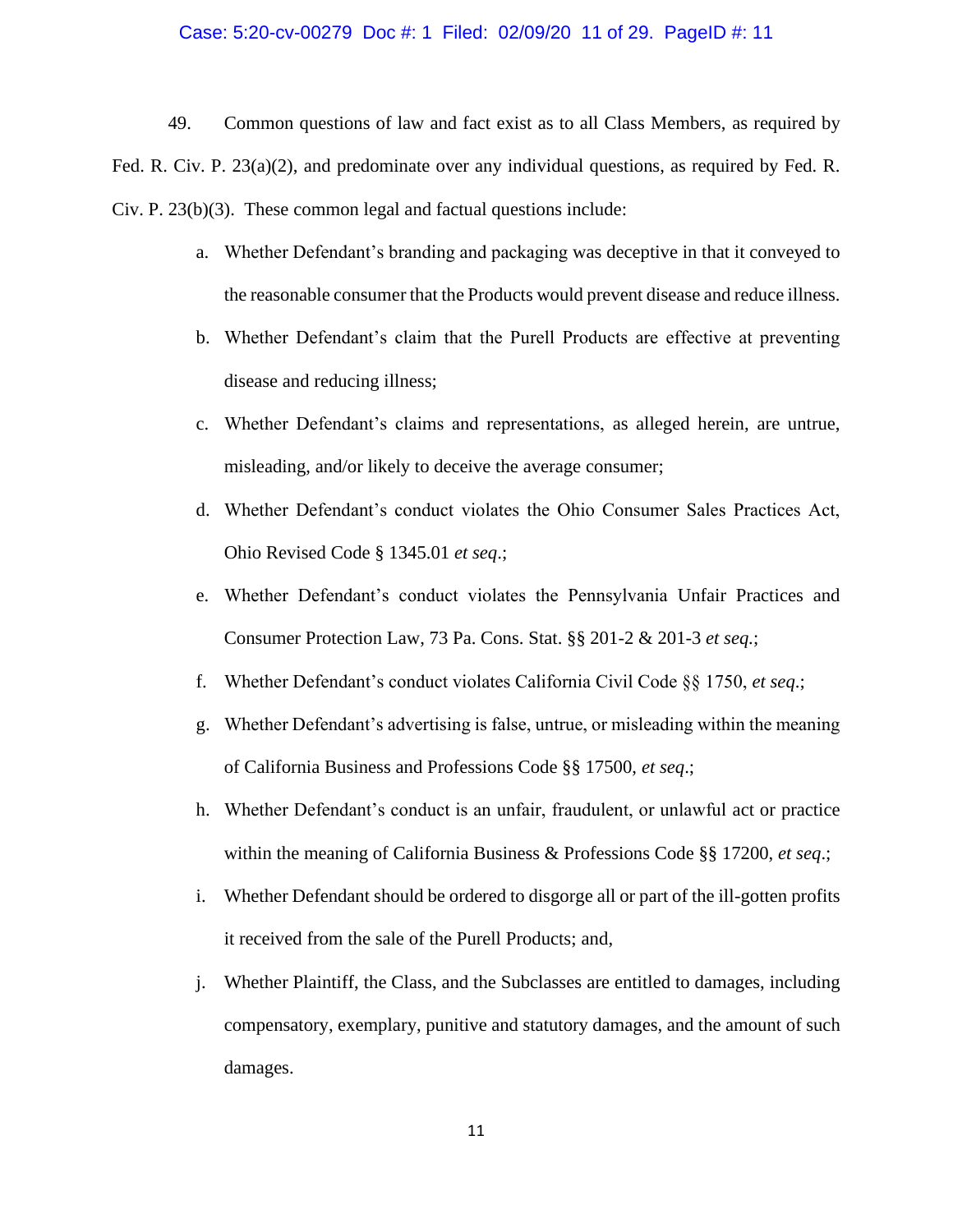49. Common questions of law and fact exist as to all Class Members, as required by Fed. R. Civ. P. 23(a)(2), and predominate over any individual questions, as required by Fed. R. Civ. P. 23(b)(3). These common legal and factual questions include:

a. Whether Defendant's branding and packaging was deceptive in that it conveyed to the reasonable consumer that the Products would prevent disease and reduce illness.

b. Whether Defendant's claim that the Purell Products are effective at preventing disease and reducing illness;

c. Whether Defendant's claims and representations, as alleged herein, are untrue, misleading, and/or likely to deceive the average consumer;

d. Whether Defendant's conduct violates the Ohio Consumer Sales Practices Act, Ohio Revised Code § 1345.01 *et seq*.;

e. Whether Defendant's conduct violates the Pennsylvania Unfair Practices and Consumer Protection Law, 73 Pa. Cons. Stat. §§ 201-2 & 201-3 *et seq.*;

f. Whether Defendant's conduct violates California Civil Code §§ 1750, *et seq*.;

g. Whether Defendant's advertising is false, untrue, or misleading within the meaning of California Business and Professions Code §§ 17500, *et seq*.;

h. Whether Defendant's conduct is an unfair, fraudulent, or unlawful act or practice within the meaning of California Business & Professions Code §§ 17200, *et seq*.;

i. Whether Defendant should be ordered to disgorge all or part of the ill-gotten profits it received from the sale of the Purell Products; and,

j. Whether Plaintiff, the Class, and the Subclasses are entitled to damages, including compensatory, exemplary, punitive and statutory damages, and the amount of such damages.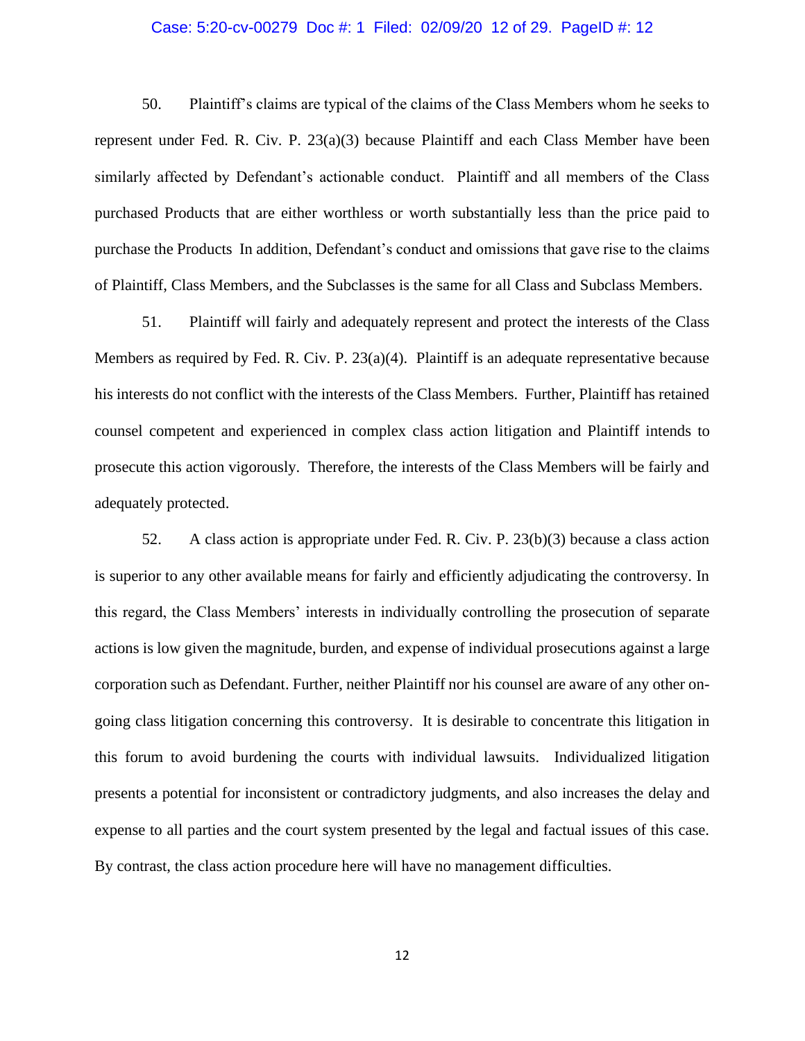50. Plaintiff's claims are typical of the claims of the Class Members whom he seeks to represent under Fed. R. Civ. P. 23(a)(3) because Plaintiff and each Class Member have been similarly affected by Defendant's actionable conduct. Plaintiff and all members of the Class purchased Products that are either worthless or worth substantially less than the price paid to purchase the Products In addition, Defendant's conduct and omissions that gave rise to the claims of Plaintiff, Class Members, and the Subclasses is the same for all Class and Subclass Members.

51. Plaintiff will fairly and adequately represent and protect the interests of the Class Members as required by Fed. R. Civ. P. 23(a)(4). Plaintiff is an adequate representative because his interests do not conflict with the interests of the Class Members. Further, Plaintiff has retained counsel competent and experienced in complex class action litigation and Plaintiff intends to prosecute this action vigorously. Therefore, the interests of the Class Members will be fairly and adequately protected.

52. A class action is appropriate under Fed. R. Civ. P. 23(b)(3) because a class action is superior to any other available means for fairly and efficiently adjudicating the controversy. In this regard, the Class Members' interests in individually controlling the prosecution of separate actions is low given the magnitude, burden, and expense of individual prosecutions against a large corporation such as Defendant. Further, neither Plaintiff nor his counsel are aware of any other on-going class litigation concerning this controversy. It is desirable to concentrate this litigation in this forum to avoid burdening the courts with individual lawsuits. Individualized litigation presents a potential for inconsistent or contradictory judgments, and also increases the delay and expense to all parties and the court system presented by the legal and factual issues of this case. By contrast, the class action procedure here will have no management difficulties.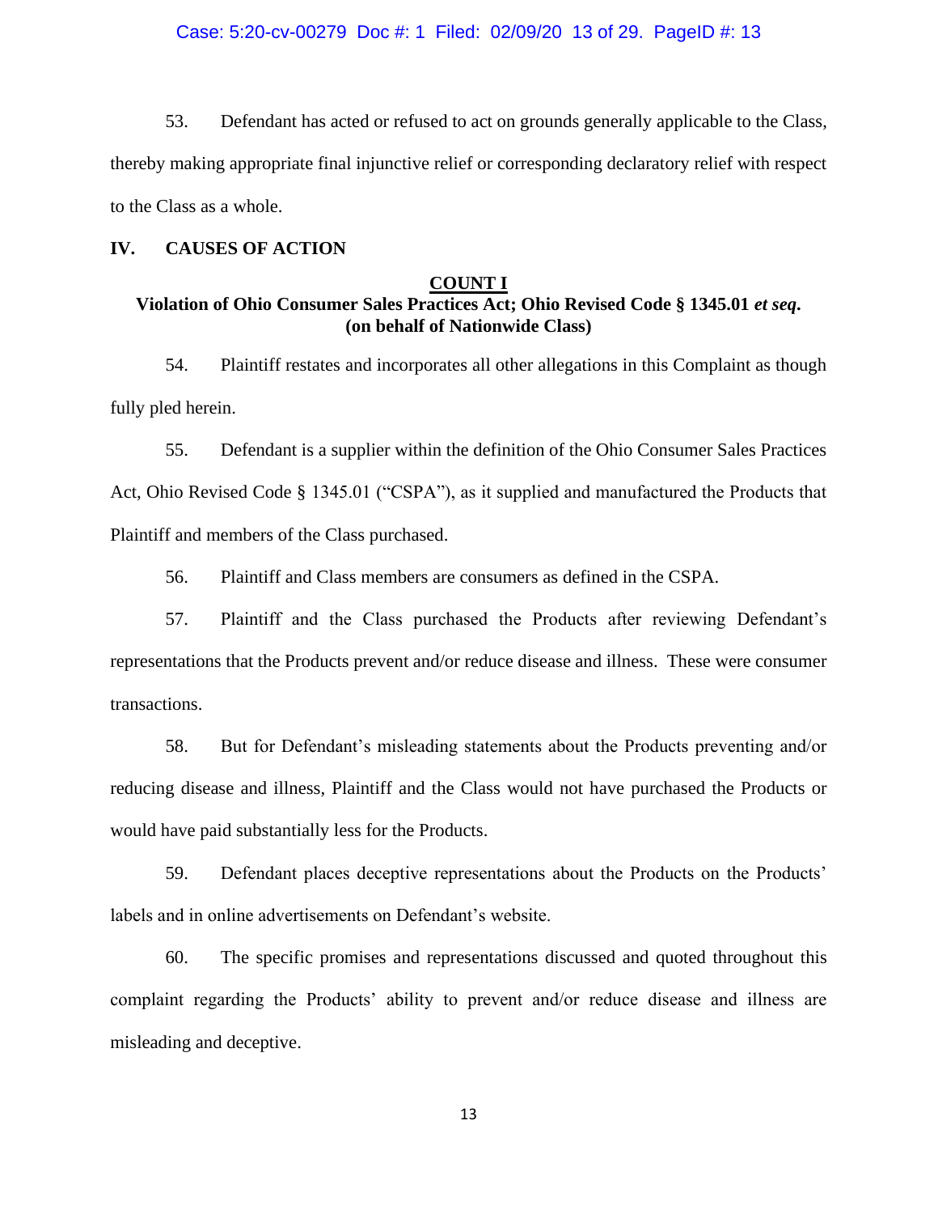53. Defendant has acted or refused to act on grounds generally applicable to the Class, thereby making appropriate final injunctive relief or corresponding declaratory relief with respect to the Class as a whole.

## IV. CAUSES OF ACTION

### COUNT I
**Violation of Ohio Consumer Sales Practices Act; Ohio Revised Code § 1345.01 *et seq*.**
**(on behalf of Nationwide Class)**

54. Plaintiff restates and incorporates all other allegations in this Complaint as though fully pled herein.

55. Defendant is a supplier within the definition of the Ohio Consumer Sales Practices Act, Ohio Revised Code § 1345.01 ("CSPA"), as it supplied and manufactured the Products that Plaintiff and members of the Class purchased.

56. Plaintiff and Class members are consumers as defined in the CSPA.

57. Plaintiff and the Class purchased the Products after reviewing Defendant's representations that the Products prevent and/or reduce disease and illness. These were consumer transactions.

58. But for Defendant's misleading statements about the Products preventing and/or reducing disease and illness, Plaintiff and the Class would not have purchased the Products or would have paid substantially less for the Products.

59. Defendant places deceptive representations about the Products on the Products' labels and in online advertisements on Defendant's website.

60. The specific promises and representations discussed and quoted throughout this complaint regarding the Products' ability to prevent and/or reduce disease and illness are misleading and deceptive.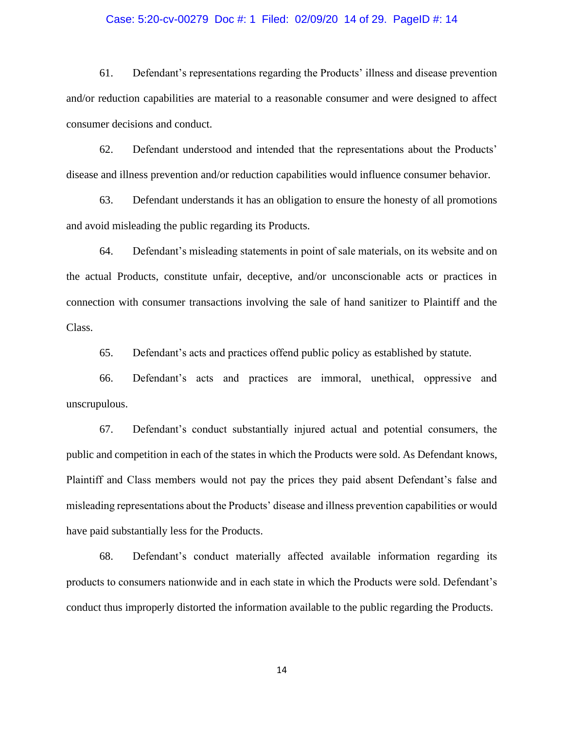61. Defendant's representations regarding the Products' illness and disease prevention and/or reduction capabilities are material to a reasonable consumer and were designed to affect consumer decisions and conduct.

62. Defendant understood and intended that the representations about the Products' disease and illness prevention and/or reduction capabilities would influence consumer behavior.

63. Defendant understands it has an obligation to ensure the honesty of all promotions and avoid misleading the public regarding its Products.

64. Defendant's misleading statements in point of sale materials, on its website and on the actual Products, constitute unfair, deceptive, and/or unconscionable acts or practices in connection with consumer transactions involving the sale of hand sanitizer to Plaintiff and the Class.

65. Defendant's acts and practices offend public policy as established by statute.

66. Defendant's acts and practices are immoral, unethical, oppressive and unscrupulous.

67. Defendant's conduct substantially injured actual and potential consumers, the public and competition in each of the states in which the Products were sold. As Defendant knows, Plaintiff and Class members would not pay the prices they paid absent Defendant's false and misleading representations about the Products' disease and illness prevention capabilities or would have paid substantially less for the Products.

68. Defendant's conduct materially affected available information regarding its products to consumers nationwide and in each state in which the Products were sold. Defendant's conduct thus improperly distorted the information available to the public regarding the Products.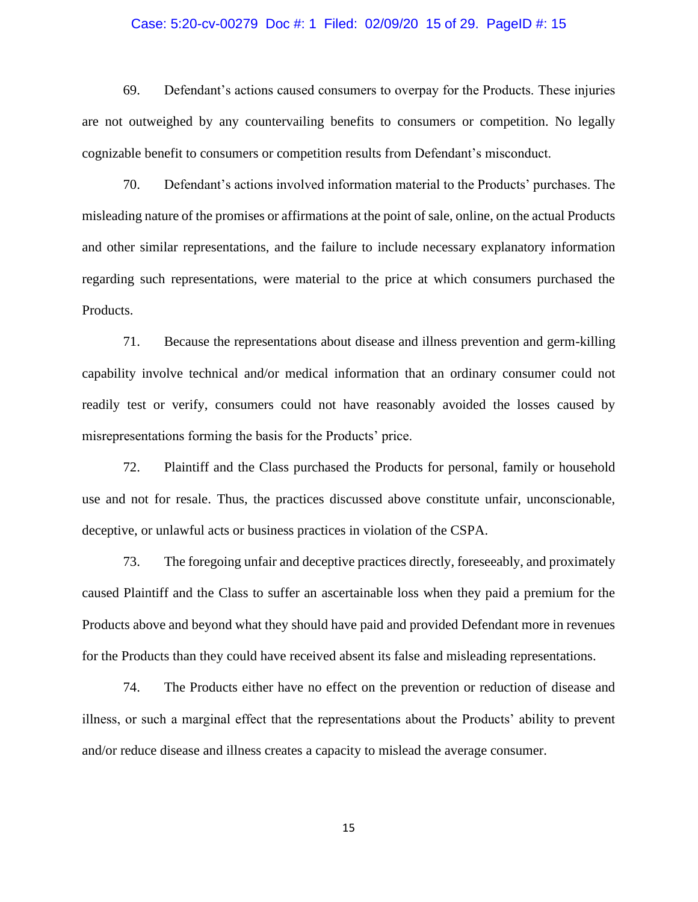69. Defendant's actions caused consumers to overpay for the Products. These injuries are not outweighed by any countervailing benefits to consumers or competition. No legally cognizable benefit to consumers or competition results from Defendant's misconduct.

70. Defendant's actions involved information material to the Products' purchases. The misleading nature of the promises or affirmations at the point of sale, online, on the actual Products and other similar representations, and the failure to include necessary explanatory information regarding such representations, were material to the price at which consumers purchased the Products.

71. Because the representations about disease and illness prevention and germ-killing capability involve technical and/or medical information that an ordinary consumer could not readily test or verify, consumers could not have reasonably avoided the losses caused by misrepresentations forming the basis for the Products' price.

72. Plaintiff and the Class purchased the Products for personal, family or household use and not for resale. Thus, the practices discussed above constitute unfair, unconscionable, deceptive, or unlawful acts or business practices in violation of the CSPA.

73. The foregoing unfair and deceptive practices directly, foreseeably, and proximately caused Plaintiff and the Class to suffer an ascertainable loss when they paid a premium for the Products above and beyond what they should have paid and provided Defendant more in revenues for the Products than they could have received absent its false and misleading representations.

74. The Products either have no effect on the prevention or reduction of disease and illness, or such a marginal effect that the representations about the Products' ability to prevent and/or reduce disease and illness creates a capacity to mislead the average consumer.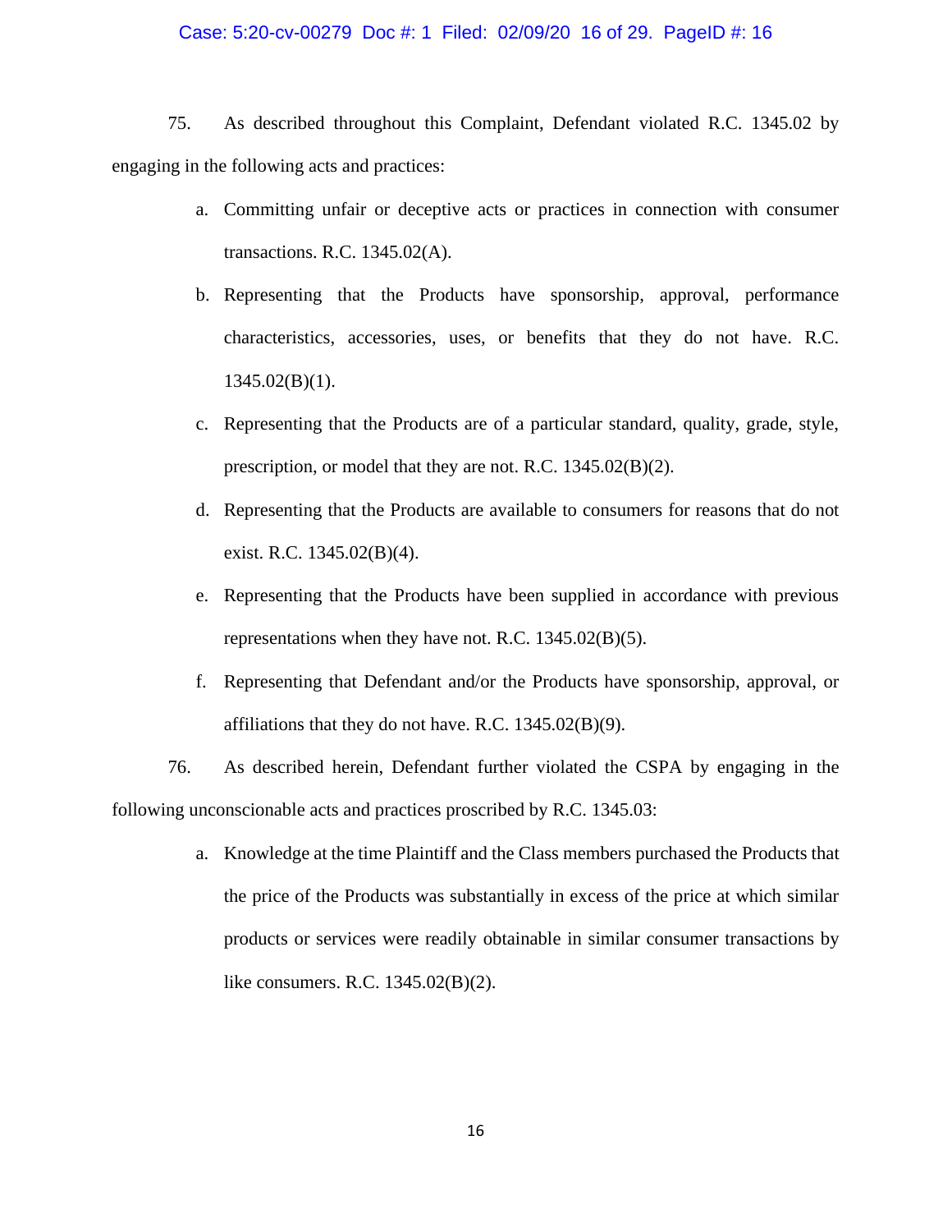75. As described throughout this Complaint, Defendant violated R.C. 1345.02 by engaging in the following acts and practices:

a. Committing unfair or deceptive acts or practices in connection with consumer transactions. R.C. 1345.02(A).

b. Representing that the Products have sponsorship, approval, performance characteristics, accessories, uses, or benefits that they do not have. R.C. 1345.02(B)(1).

c. Representing that the Products are of a particular standard, quality, grade, style, prescription, or model that they are not. R.C. 1345.02(B)(2).

d. Representing that the Products are available to consumers for reasons that do not exist. R.C. 1345.02(B)(4).

e. Representing that the Products have been supplied in accordance with previous representations when they have not. R.C. 1345.02(B)(5).

f. Representing that Defendant and/or the Products have sponsorship, approval, or affiliations that they do not have. R.C. 1345.02(B)(9).

76. As described herein, Defendant further violated the CSPA by engaging in the following unconscionable acts and practices proscribed by R.C. 1345.03:

a. Knowledge at the time Plaintiff and the Class members purchased the Products that the price of the Products was substantially in excess of the price at which similar products or services were readily obtainable in similar consumer transactions by like consumers. R.C. 1345.02(B)(2).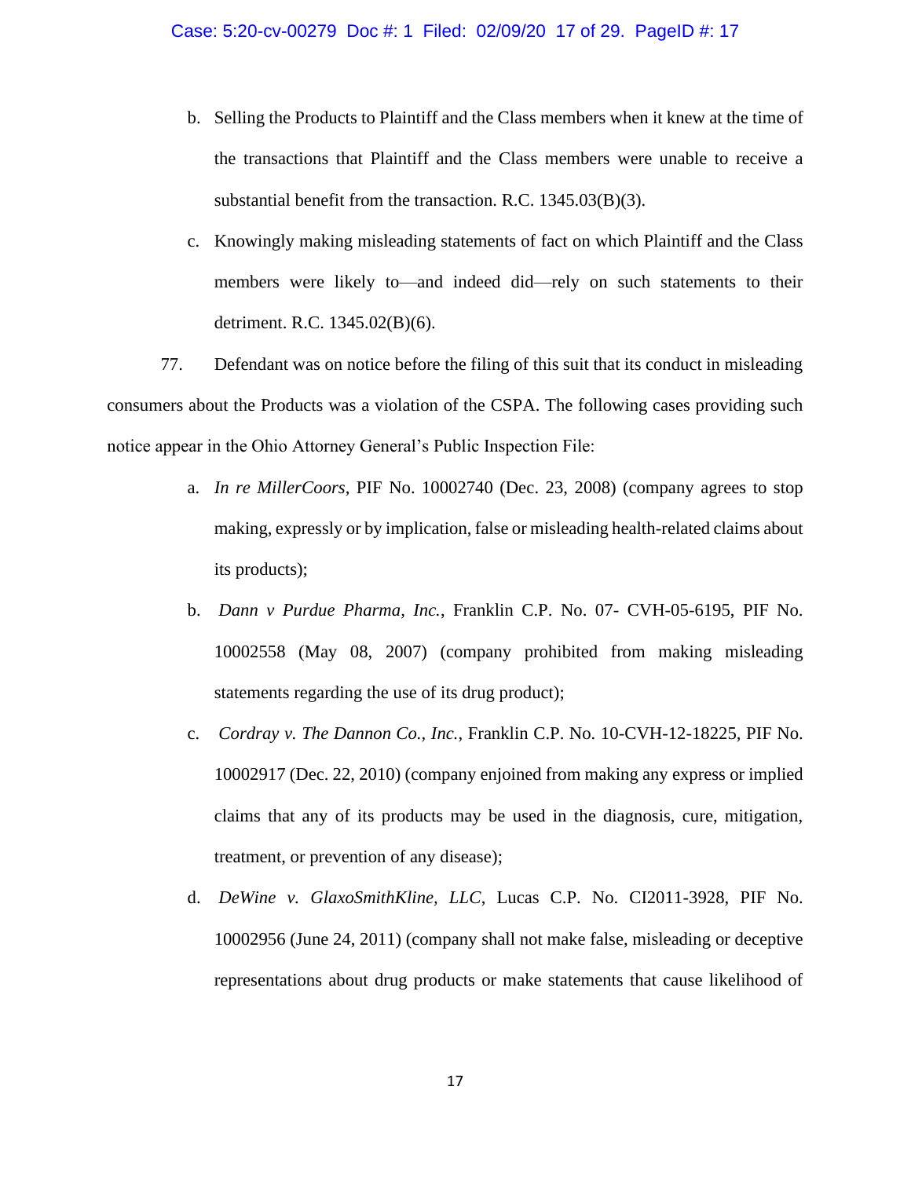b. Selling the Products to Plaintiff and the Class members when it knew at the time of the transactions that Plaintiff and the Class members were unable to receive a substantial benefit from the transaction. R.C. 1345.03(B)(3).

c. Knowingly making misleading statements of fact on which Plaintiff and the Class members were likely to—and indeed did—rely on such statements to their detriment. R.C. 1345.02(B)(6).

77. Defendant was on notice before the filing of this suit that its conduct in misleading consumers about the Products was a violation of the CSPA. The following cases providing such notice appear in the Ohio Attorney General's Public Inspection File:

a. *In re MillerCoors*, PIF No. 10002740 (Dec. 23, 2008) (company agrees to stop making, expressly or by implication, false or misleading health-related claims about its products);

b. *Dann v Purdue Pharma, Inc.*, Franklin C.P. No. 07- CVH-05-6195, PIF No. 10002558 (May 08, 2007) (company prohibited from making misleading statements regarding the use of its drug product);

c. *Cordray v. The Dannon Co., Inc.*, Franklin C.P. No. 10-CVH-12-18225, PIF No. 10002917 (Dec. 22, 2010) (company enjoined from making any express or implied claims that any of its products may be used in the diagnosis, cure, mitigation, treatment, or prevention of any disease);

d. *DeWine v. GlaxoSmithKline, LLC*, Lucas C.P. No. CI2011-3928, PIF No. 10002956 (June 24, 2011) (company shall not make false, misleading or deceptive representations about drug products or make statements that cause likelihood of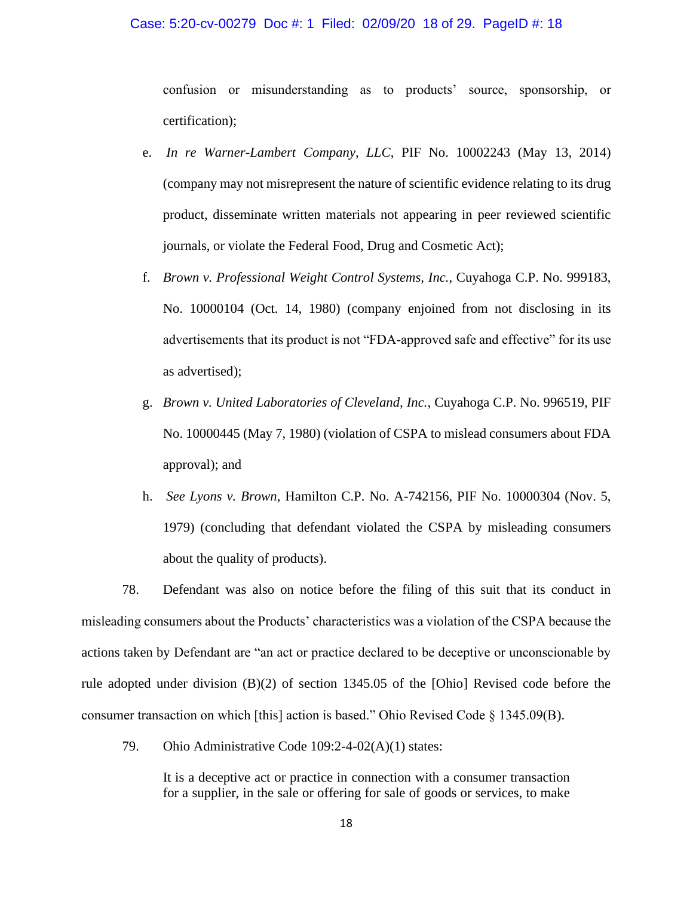confusion or misunderstanding as to products' source, sponsorship, or certification);

e. *In re Warner-Lambert Company, LLC*, PIF No. 10002243 (May 13, 2014) (company may not misrepresent the nature of scientific evidence relating to its drug product, disseminate written materials not appearing in peer reviewed scientific journals, or violate the Federal Food, Drug and Cosmetic Act);

f. *Brown v. Professional Weight Control Systems, Inc.*, Cuyahoga C.P. No. 999183, No. 10000104 (Oct. 14, 1980) (company enjoined from not disclosing in its advertisements that its product is not "FDA-approved safe and effective" for its use as advertised);

g. *Brown v. United Laboratories of Cleveland, Inc.*, Cuyahoga C.P. No. 996519, PIF No. 10000445 (May 7, 1980) (violation of CSPA to mislead consumers about FDA approval); and

h. *See Lyons v. Brown*, Hamilton C.P. No. A-742156, PIF No. 10000304 (Nov. 5, 1979) (concluding that defendant violated the CSPA by misleading consumers about the quality of products).

78. Defendant was also on notice before the filing of this suit that its conduct in misleading consumers about the Products' characteristics was a violation of the CSPA because the actions taken by Defendant are "an act or practice declared to be deceptive or unconscionable by rule adopted under division (B)(2) of section 1345.05 of the [Ohio] Revised code before the consumer transaction on which [this] action is based." Ohio Revised Code § 1345.09(B).

79. Ohio Administrative Code 109:2-4-02(A)(1) states:

> It is a deceptive act or practice in connection with a consumer transaction for a supplier, in the sale or offering for sale of goods or services, to make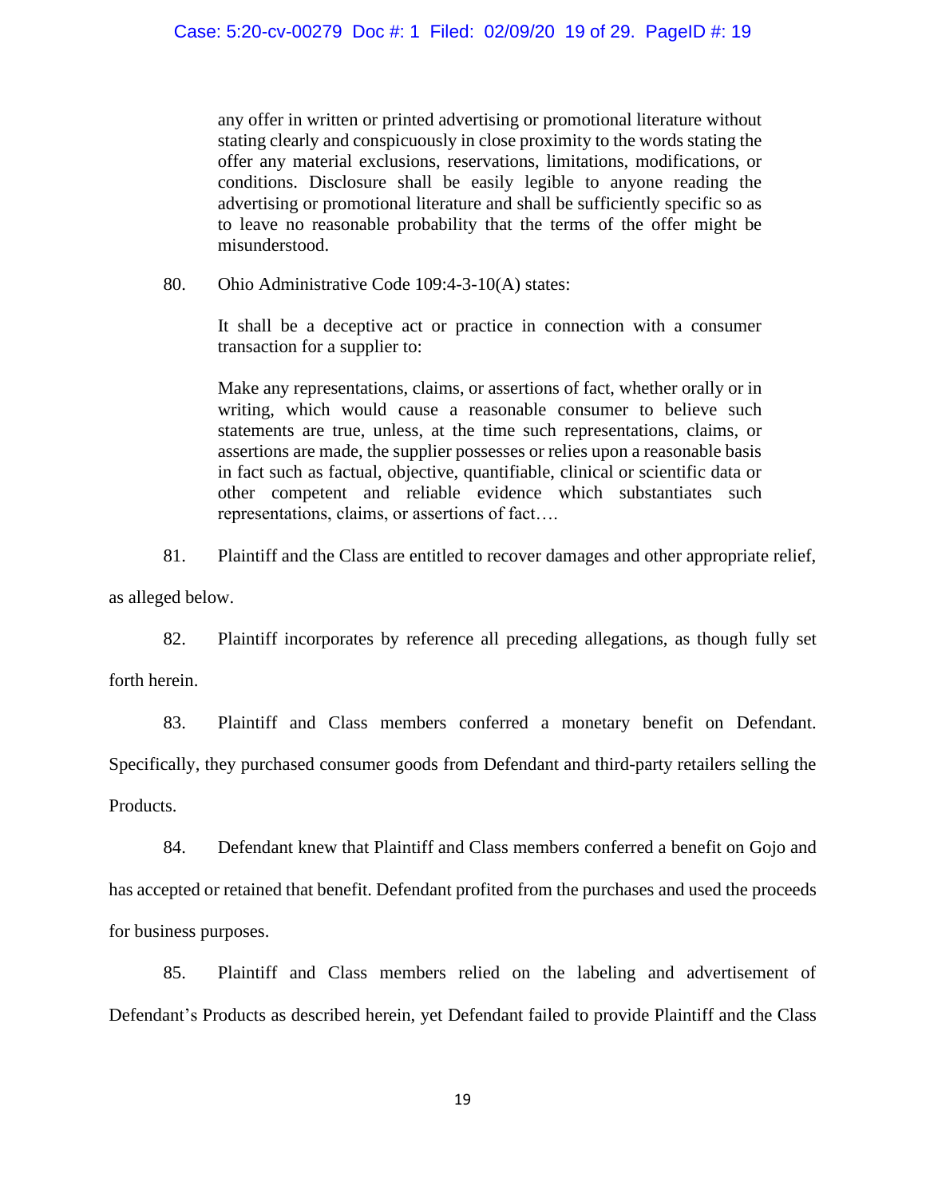> any offer in written or printed advertising or promotional literature without stating clearly and conspicuously in close proximity to the words stating the offer any material exclusions, reservations, limitations, modifications, or conditions. Disclosure shall be easily legible to anyone reading the advertising or promotional literature and shall be sufficiently specific so as to leave no reasonable probability that the terms of the offer might be misunderstood.

80. Ohio Administrative Code 109:4-3-10(A) states:

> It shall be a deceptive act or practice in connection with a consumer transaction for a supplier to:
>
> Make any representations, claims, or assertions of fact, whether orally or in writing, which would cause a reasonable consumer to believe such statements are true, unless, at the time such representations, claims, or assertions are made, the supplier possesses or relies upon a reasonable basis in fact such as factual, objective, quantifiable, clinical or scientific data or other competent and reliable evidence which substantiates such representations, claims, or assertions of fact….

81. Plaintiff and the Class are entitled to recover damages and other appropriate relief, as alleged below.

82. Plaintiff incorporates by reference all preceding allegations, as though fully set forth herein.

83. Plaintiff and Class members conferred a monetary benefit on Defendant. Specifically, they purchased consumer goods from Defendant and third-party retailers selling the Products.

84. Defendant knew that Plaintiff and Class members conferred a benefit on Gojo and has accepted or retained that benefit. Defendant profited from the purchases and used the proceeds for business purposes.

85. Plaintiff and Class members relied on the labeling and advertisement of Defendant's Products as described herein, yet Defendant failed to provide Plaintiff and the Class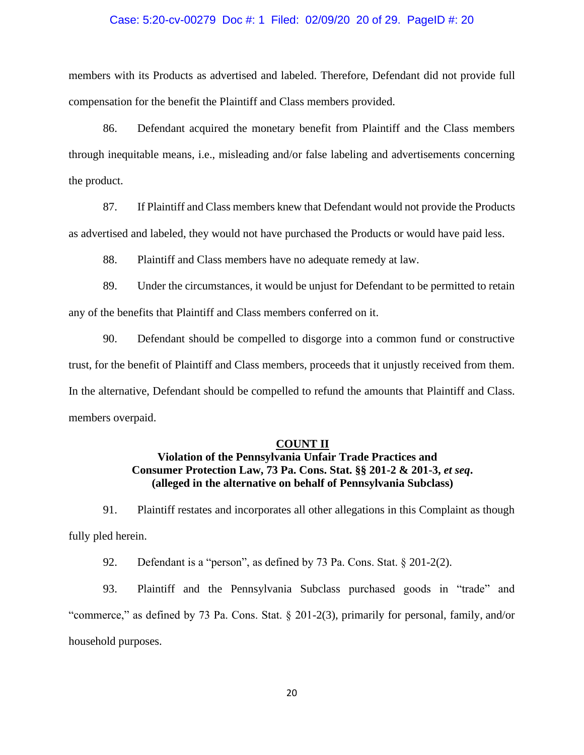members with its Products as advertised and labeled. Therefore, Defendant did not provide full compensation for the benefit the Plaintiff and Class members provided.

86. Defendant acquired the monetary benefit from Plaintiff and the Class members through inequitable means, i.e., misleading and/or false labeling and advertisements concerning the product.

87. If Plaintiff and Class members knew that Defendant would not provide the Products as advertised and labeled, they would not have purchased the Products or would have paid less.

88. Plaintiff and Class members have no adequate remedy at law.

89. Under the circumstances, it would be unjust for Defendant to be permitted to retain any of the benefits that Plaintiff and Class members conferred on it.

90. Defendant should be compelled to disgorge into a common fund or constructive trust, for the benefit of Plaintiff and Class members, proceeds that it unjustly received from them. In the alternative, Defendant should be compelled to refund the amounts that Plaintiff and Class. members overpaid.

**COUNT II**

**Violation of the Pennsylvania Unfair Trade Practices and Consumer Protection Law, 73 Pa. Cons. Stat. §§ 201-2 & 201-3, *et seq*. (alleged in the alternative on behalf of Pennsylvania Subclass)**

91. Plaintiff restates and incorporates all other allegations in this Complaint as though fully pled herein.

92. Defendant is a "person", as defined by 73 Pa. Cons. Stat. § 201-2(2).

93. Plaintiff and the Pennsylvania Subclass purchased goods in "trade" and "commerce," as defined by 73 Pa. Cons. Stat. § 201-2(3), primarily for personal, family, and/or household purposes.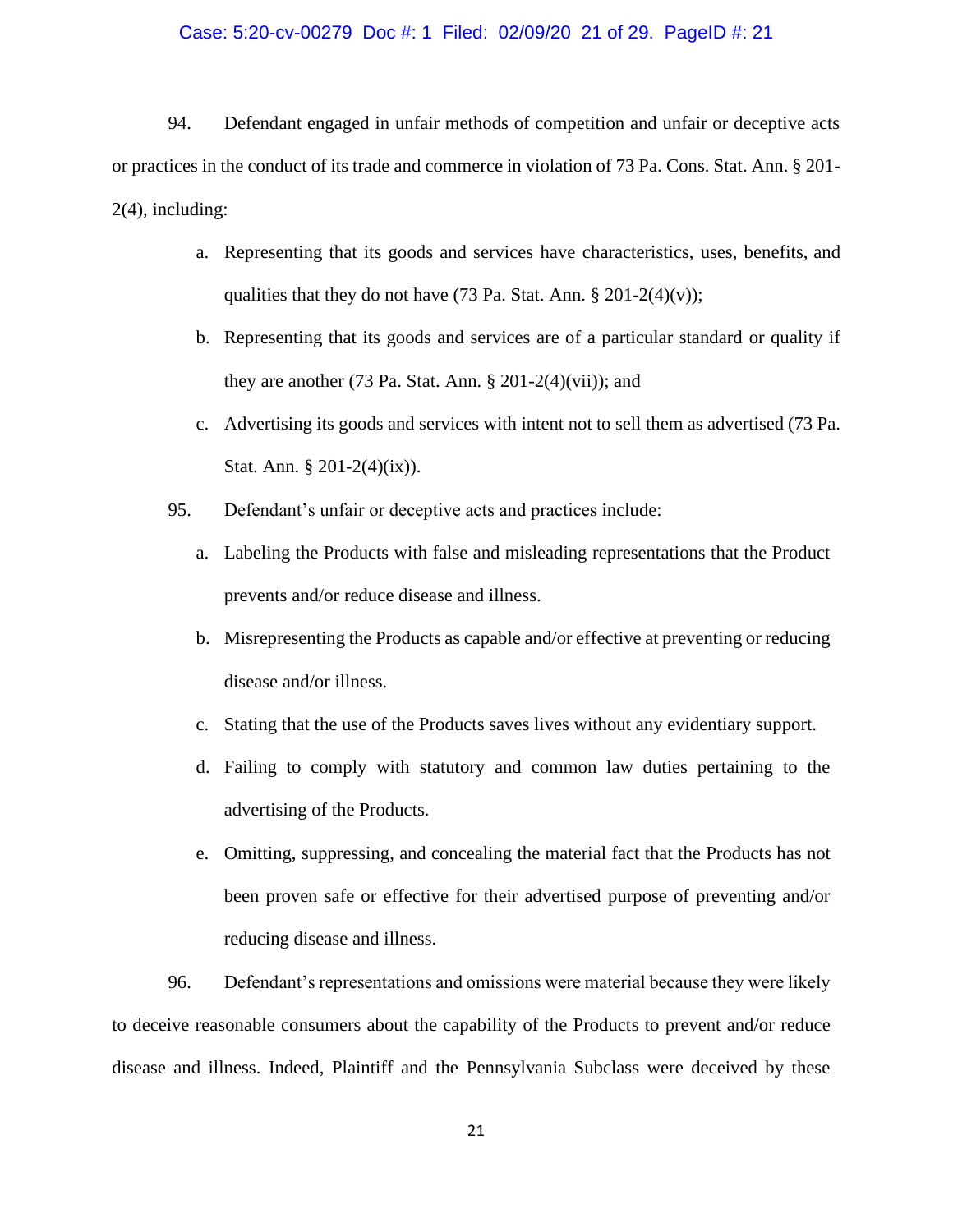94. Defendant engaged in unfair methods of competition and unfair or deceptive acts or practices in the conduct of its trade and commerce in violation of 73 Pa. Cons. Stat. Ann. § 201-2(4), including:

a. Representing that its goods and services have characteristics, uses, benefits, and qualities that they do not have (73 Pa. Stat. Ann. § 201-2(4)(v));

b. Representing that its goods and services are of a particular standard or quality if they are another (73 Pa. Stat. Ann. § 201-2(4)(vii)); and

c. Advertising its goods and services with intent not to sell them as advertised (73 Pa. Stat. Ann. § 201-2(4)(ix)).

95. Defendant's unfair or deceptive acts and practices include:

a. Labeling the Products with false and misleading representations that the Product prevents and/or reduce disease and illness.

b. Misrepresenting the Products as capable and/or effective at preventing or reducing disease and/or illness.

c. Stating that the use of the Products saves lives without any evidentiary support.

d. Failing to comply with statutory and common law duties pertaining to the advertising of the Products.

e. Omitting, suppressing, and concealing the material fact that the Products has not been proven safe or effective for their advertised purpose of preventing and/or reducing disease and illness.

96. Defendant's representations and omissions were material because they were likely to deceive reasonable consumers about the capability of the Products to prevent and/or reduce disease and illness. Indeed, Plaintiff and the Pennsylvania Subclass were deceived by these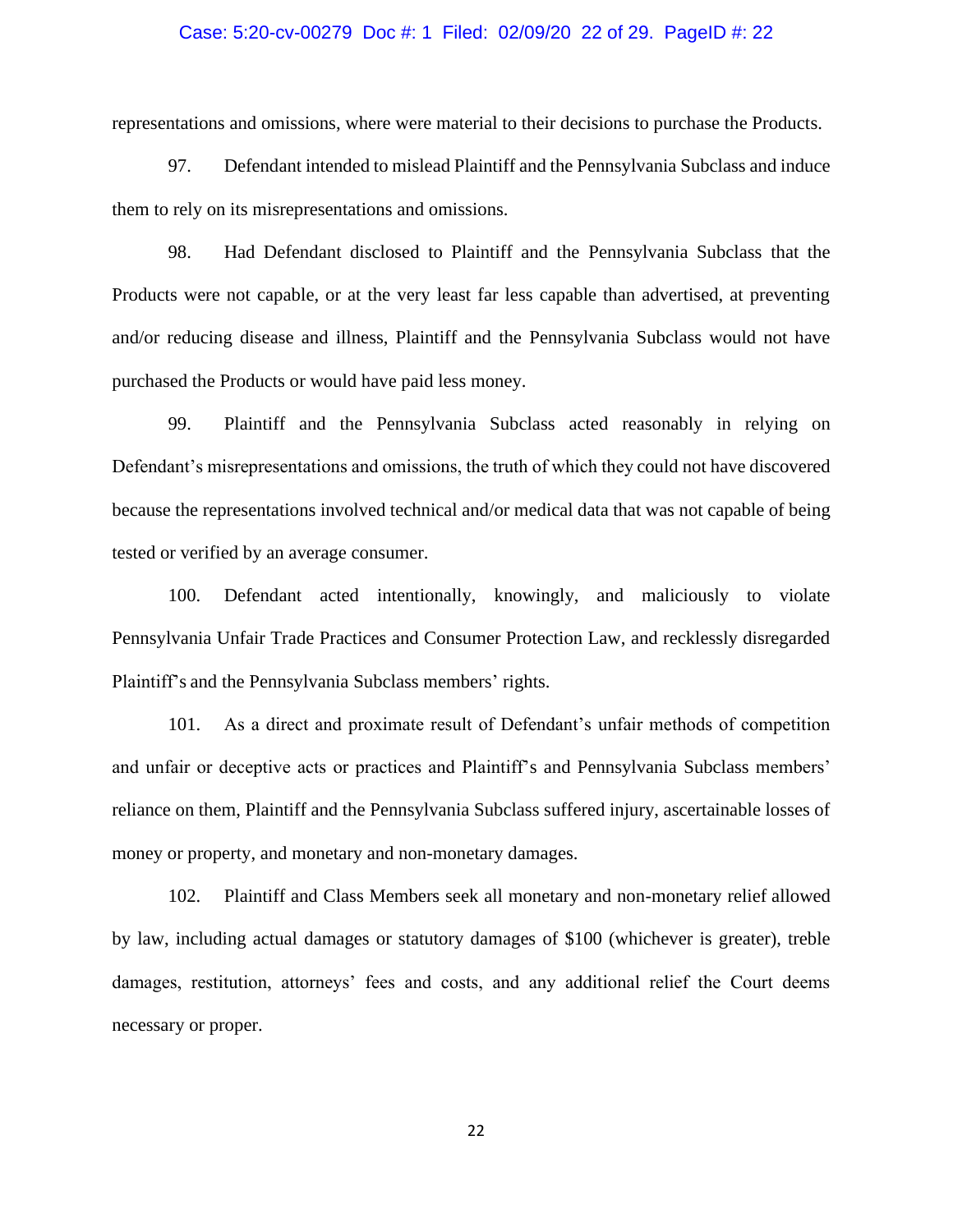representations and omissions, where were material to their decisions to purchase the Products.

97. Defendant intended to mislead Plaintiff and the Pennsylvania Subclass and induce them to rely on its misrepresentations and omissions.

98. Had Defendant disclosed to Plaintiff and the Pennsylvania Subclass that the Products were not capable, or at the very least far less capable than advertised, at preventing and/or reducing disease and illness, Plaintiff and the Pennsylvania Subclass would not have purchased the Products or would have paid less money.

99. Plaintiff and the Pennsylvania Subclass acted reasonably in relying on Defendant's misrepresentations and omissions, the truth of which they could not have discovered because the representations involved technical and/or medical data that was not capable of being tested or verified by an average consumer.

100. Defendant acted intentionally, knowingly, and maliciously to violate Pennsylvania Unfair Trade Practices and Consumer Protection Law, and recklessly disregarded Plaintiff's and the Pennsylvania Subclass members' rights.

101. As a direct and proximate result of Defendant's unfair methods of competition and unfair or deceptive acts or practices and Plaintiff's and Pennsylvania Subclass members' reliance on them, Plaintiff and the Pennsylvania Subclass suffered injury, ascertainable losses of money or property, and monetary and non-monetary damages.

102. Plaintiff and Class Members seek all monetary and non-monetary relief allowed by law, including actual damages or statutory damages of $100 (whichever is greater), treble damages, restitution, attorneys' fees and costs, and any additional relief the Court deems necessary or proper.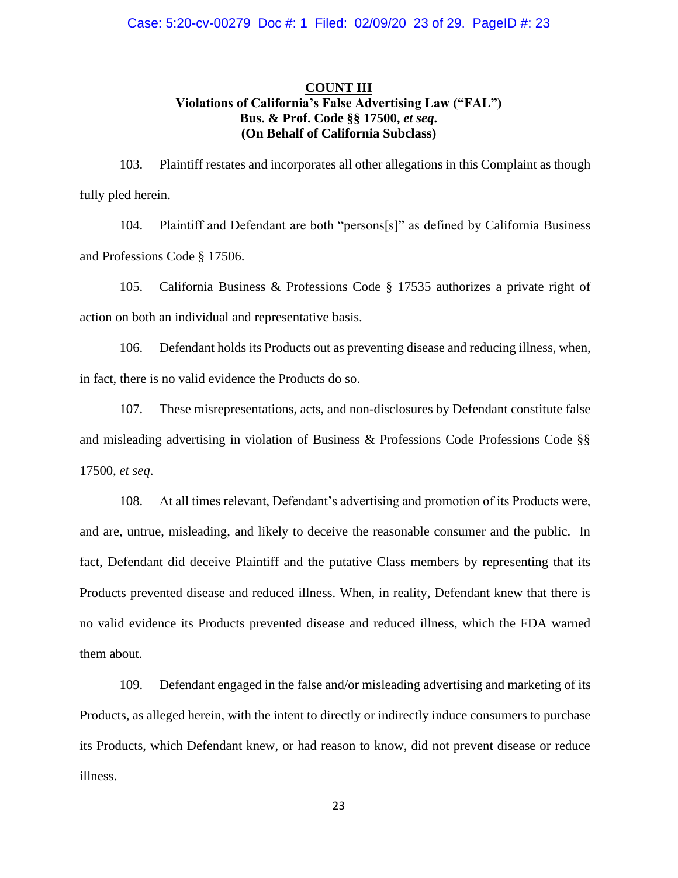**COUNT III**
**Violations of California's False Advertising Law ("FAL")**
**Bus. & Prof. Code §§ 17500, *et seq.***
**(On Behalf of California Subclass)**

103. Plaintiff restates and incorporates all other allegations in this Complaint as though fully pled herein.

104. Plaintiff and Defendant are both "persons[s]" as defined by California Business and Professions Code § 17506.

105. California Business & Professions Code § 17535 authorizes a private right of action on both an individual and representative basis.

106. Defendant holds its Products out as preventing disease and reducing illness, when, in fact, there is no valid evidence the Products do so.

107. These misrepresentations, acts, and non-disclosures by Defendant constitute false and misleading advertising in violation of Business & Professions Code Professions Code §§ 17500, *et seq*.

108. At all times relevant, Defendant's advertising and promotion of its Products were, and are, untrue, misleading, and likely to deceive the reasonable consumer and the public. In fact, Defendant did deceive Plaintiff and the putative Class members by representing that its Products prevented disease and reduced illness. When, in reality, Defendant knew that there is no valid evidence its Products prevented disease and reduced illness, which the FDA warned them about.

109. Defendant engaged in the false and/or misleading advertising and marketing of its Products, as alleged herein, with the intent to directly or indirectly induce consumers to purchase its Products, which Defendant knew, or had reason to know, did not prevent disease or reduce illness.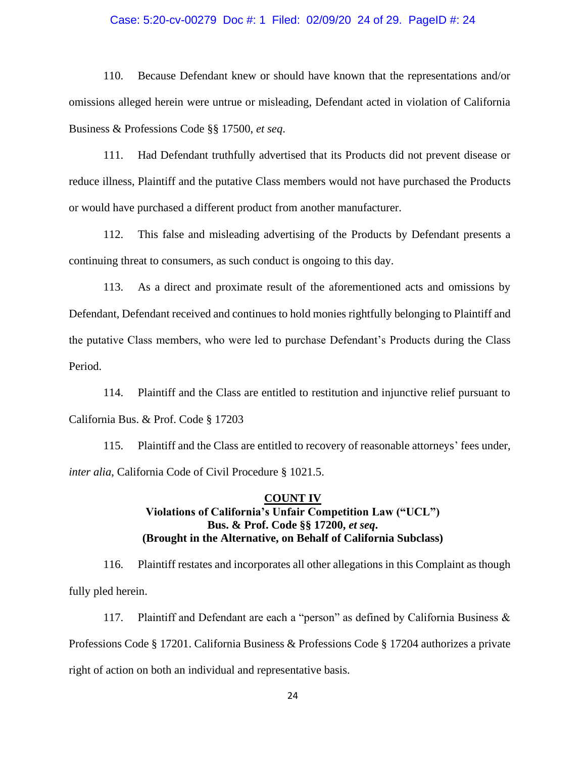110. Because Defendant knew or should have known that the representations and/or omissions alleged herein were untrue or misleading, Defendant acted in violation of California Business & Professions Code §§ 17500, *et seq*.

111. Had Defendant truthfully advertised that its Products did not prevent disease or reduce illness, Plaintiff and the putative Class members would not have purchased the Products or would have purchased a different product from another manufacturer.

112. This false and misleading advertising of the Products by Defendant presents a continuing threat to consumers, as such conduct is ongoing to this day.

113. As a direct and proximate result of the aforementioned acts and omissions by Defendant, Defendant received and continues to hold monies rightfully belonging to Plaintiff and the putative Class members, who were led to purchase Defendant's Products during the Class Period.

114. Plaintiff and the Class are entitled to restitution and injunctive relief pursuant to California Bus. & Prof. Code § 17203

115. Plaintiff and the Class are entitled to recovery of reasonable attorneys' fees under, *inter alia*, California Code of Civil Procedure § 1021.5.

**COUNT IV**
**Violations of California's Unfair Competition Law ("UCL")**
**Bus. & Prof. Code §§ 17200, *et seq*.**
**(Brought in the Alternative, on Behalf of California Subclass)**

116. Plaintiff restates and incorporates all other allegations in this Complaint as though fully pled herein.

117. Plaintiff and Defendant are each a "person" as defined by California Business & Professions Code § 17201. California Business & Professions Code § 17204 authorizes a private right of action on both an individual and representative basis.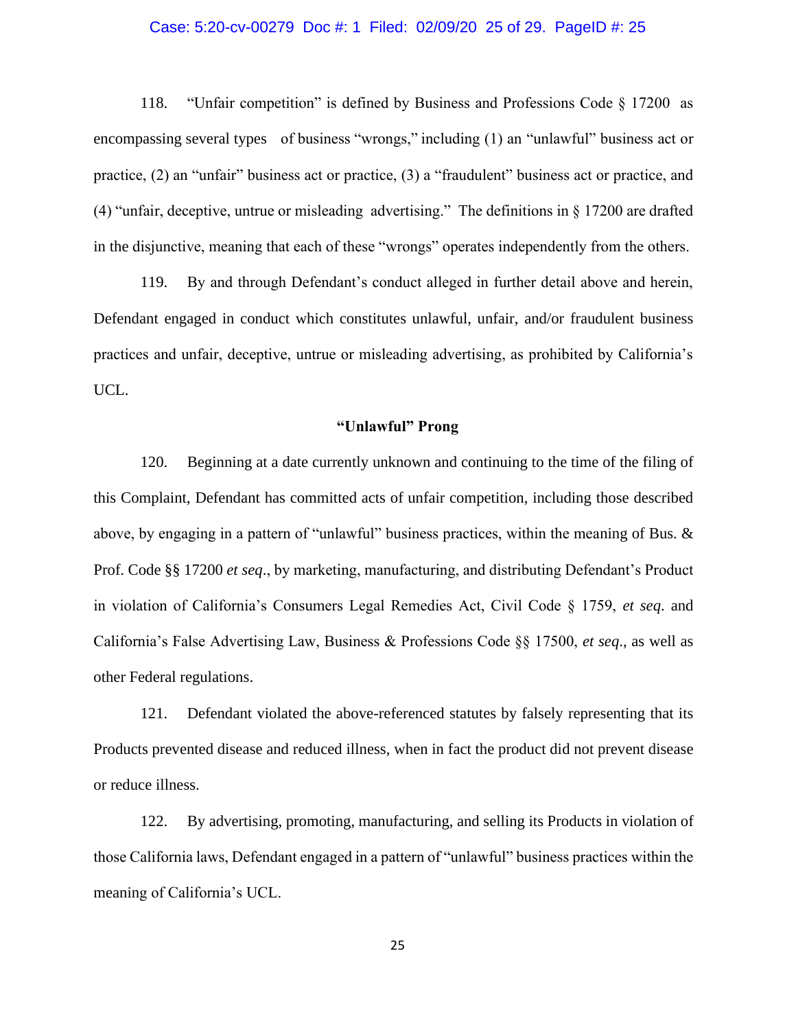118. "Unfair competition" is defined by Business and Professions Code § 17200 as encompassing several types of business "wrongs," including (1) an "unlawful" business act or practice, (2) an "unfair" business act or practice, (3) a "fraudulent" business act or practice, and (4) "unfair, deceptive, untrue or misleading advertising." The definitions in § 17200 are drafted in the disjunctive, meaning that each of these "wrongs" operates independently from the others.

119. By and through Defendant's conduct alleged in further detail above and herein, Defendant engaged in conduct which constitutes unlawful, unfair, and/or fraudulent business practices and unfair, deceptive, untrue or misleading advertising, as prohibited by California's UCL.

**"Unlawful" Prong**

120. Beginning at a date currently unknown and continuing to the time of the filing of this Complaint, Defendant has committed acts of unfair competition, including those described above, by engaging in a pattern of "unlawful" business practices, within the meaning of Bus. & Prof. Code §§ 17200 *et seq*., by marketing, manufacturing, and distributing Defendant's Product in violation of California's Consumers Legal Remedies Act, Civil Code § 1759, *et seq*. and California's False Advertising Law, Business & Professions Code §§ 17500, *et seq*., as well as other Federal regulations.

121. Defendant violated the above-referenced statutes by falsely representing that its Products prevented disease and reduced illness, when in fact the product did not prevent disease or reduce illness.

122. By advertising, promoting, manufacturing, and selling its Products in violation of those California laws, Defendant engaged in a pattern of "unlawful" business practices within the meaning of California's UCL.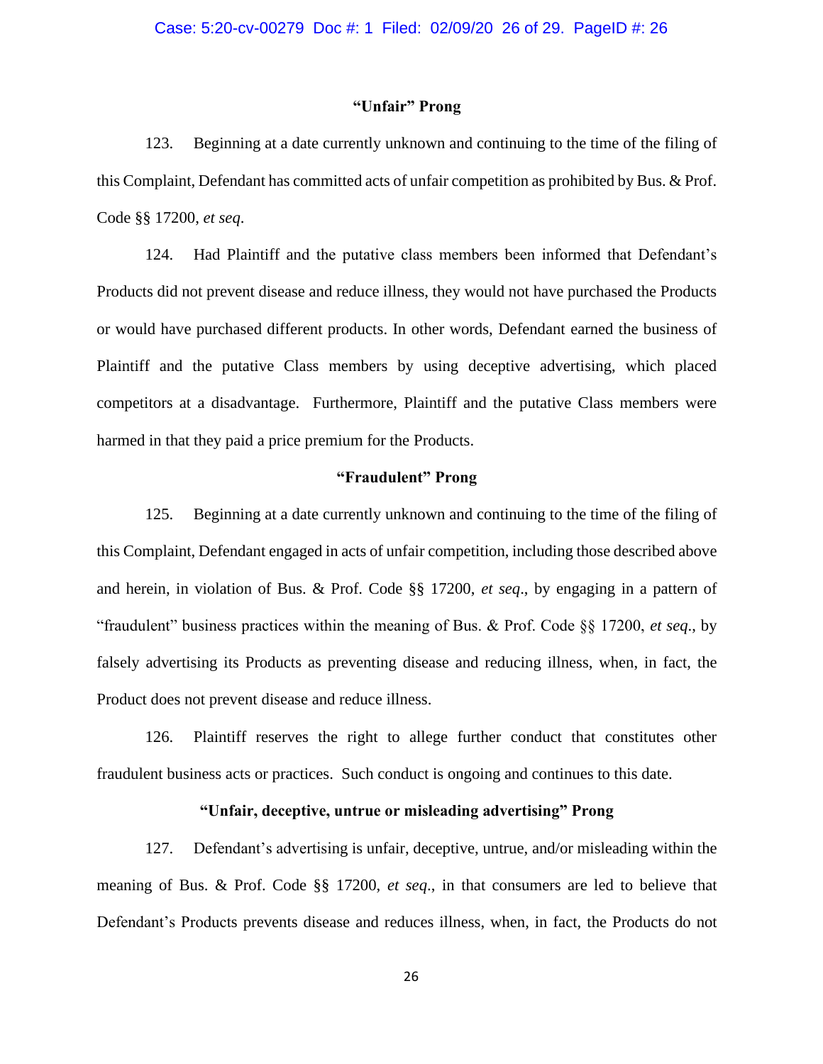### "Unfair" Prong

123. Beginning at a date currently unknown and continuing to the time of the filing of this Complaint, Defendant has committed acts of unfair competition as prohibited by Bus. & Prof. Code §§ 17200, *et seq.*

124. Had Plaintiff and the putative class members been informed that Defendant's Products did not prevent disease and reduce illness, they would not have purchased the Products or would have purchased different products. In other words, Defendant earned the business of Plaintiff and the putative Class members by using deceptive advertising, which placed competitors at a disadvantage. Furthermore, Plaintiff and the putative Class members were harmed in that they paid a price premium for the Products.

### "Fraudulent" Prong

125. Beginning at a date currently unknown and continuing to the time of the filing of this Complaint, Defendant engaged in acts of unfair competition, including those described above and herein, in violation of Bus. & Prof. Code §§ 17200, *et seq*., by engaging in a pattern of "fraudulent" business practices within the meaning of Bus. & Prof. Code §§ 17200, *et seq*., by falsely advertising its Products as preventing disease and reducing illness, when, in fact, the Product does not prevent disease and reduce illness.

126. Plaintiff reserves the right to allege further conduct that constitutes other fraudulent business acts or practices. Such conduct is ongoing and continues to this date.

### "Unfair, deceptive, untrue or misleading advertising" Prong

127. Defendant's advertising is unfair, deceptive, untrue, and/or misleading within the meaning of Bus. & Prof. Code §§ 17200, *et seq*., in that consumers are led to believe that Defendant's Products prevents disease and reduces illness, when, in fact, the Products do not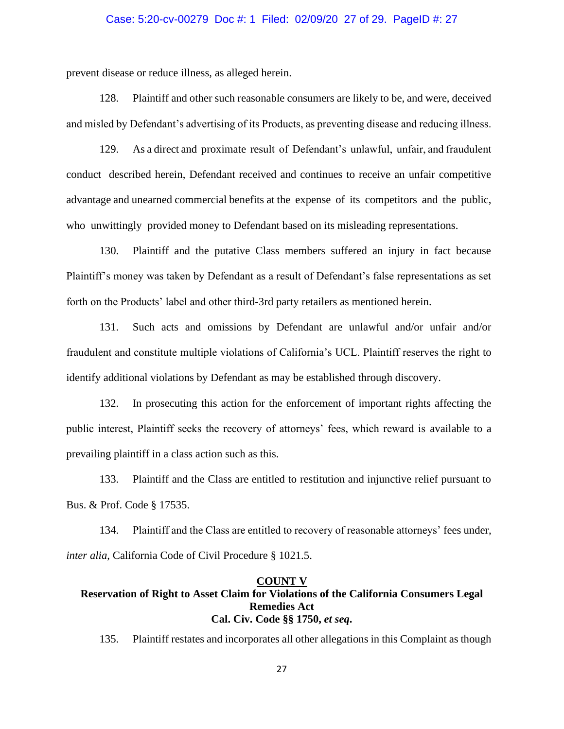prevent disease or reduce illness, as alleged herein.

128. Plaintiff and other such reasonable consumers are likely to be, and were, deceived and misled by Defendant's advertising of its Products, as preventing disease and reducing illness.

129. As a direct and proximate result of Defendant's unlawful, unfair, and fraudulent conduct described herein, Defendant received and continues to receive an unfair competitive advantage and unearned commercial benefits at the expense of its competitors and the public, who unwittingly provided money to Defendant based on its misleading representations.

130. Plaintiff and the putative Class members suffered an injury in fact because Plaintiff's money was taken by Defendant as a result of Defendant's false representations as set forth on the Products' label and other third-3rd party retailers as mentioned herein.

131. Such acts and omissions by Defendant are unlawful and/or unfair and/or fraudulent and constitute multiple violations of California's UCL. Plaintiff reserves the right to identify additional violations by Defendant as may be established through discovery.

132. In prosecuting this action for the enforcement of important rights affecting the public interest, Plaintiff seeks the recovery of attorneys' fees, which reward is available to a prevailing plaintiff in a class action such as this.

133. Plaintiff and the Class are entitled to restitution and injunctive relief pursuant to Bus. & Prof. Code § 17535.

134. Plaintiff and the Class are entitled to recovery of reasonable attorneys' fees under, *inter alia*, California Code of Civil Procedure § 1021.5.

## COUNT V
## Reservation of Right to Asset Claim for Violations of the California Consumers Legal Remedies Act
## Cal. Civ. Code §§ 1750, *et seq*.

135. Plaintiff restates and incorporates all other allegations in this Complaint as though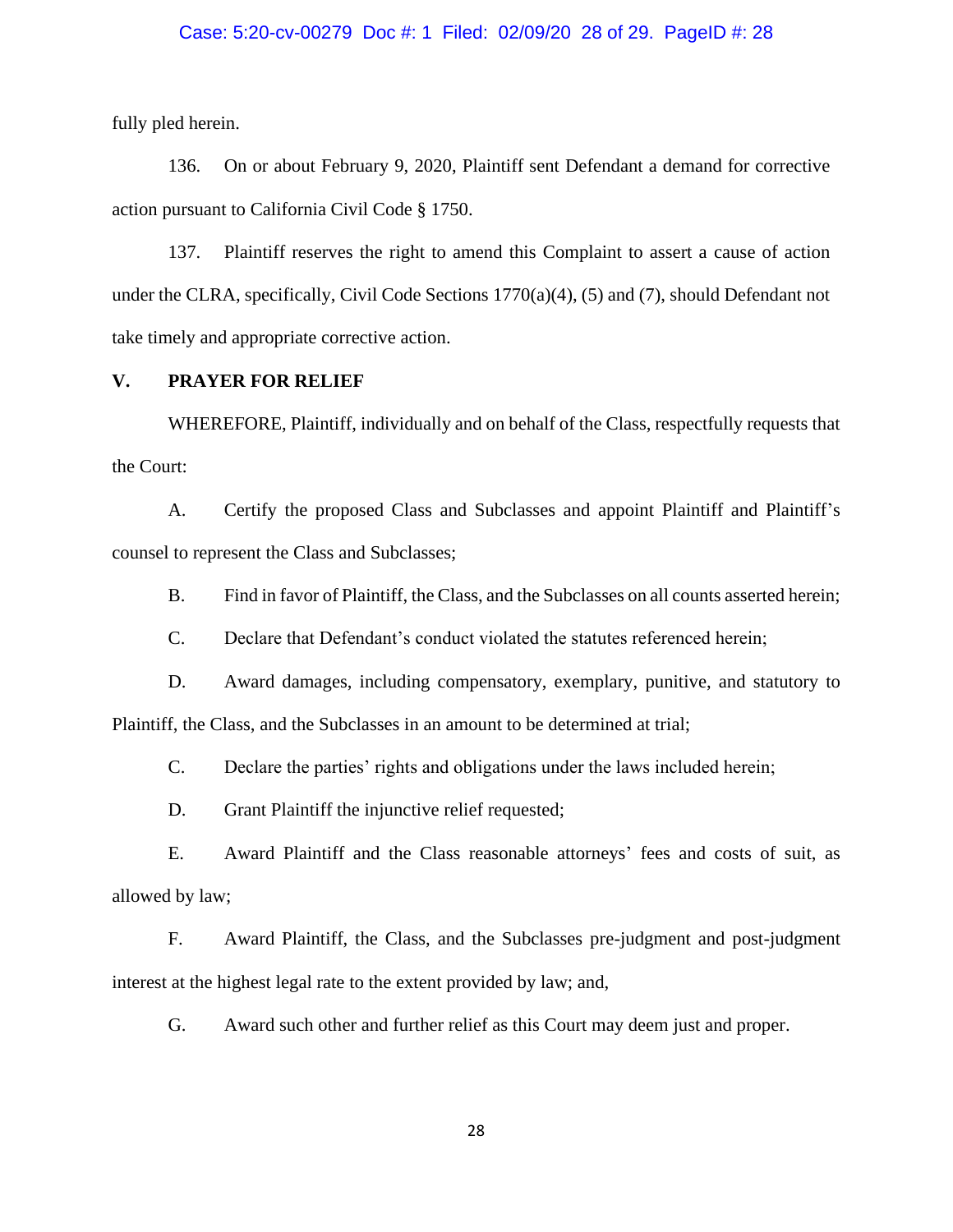fully pled herein.

136. On or about February 9, 2020, Plaintiff sent Defendant a demand for corrective action pursuant to California Civil Code § 1750.

137. Plaintiff reserves the right to amend this Complaint to assert a cause of action under the CLRA, specifically, Civil Code Sections 1770(a)(4), (5) and (7), should Defendant not take timely and appropriate corrective action.

## V. PRAYER FOR RELIEF

WHEREFORE, Plaintiff, individually and on behalf of the Class, respectfully requests that the Court:

A. Certify the proposed Class and Subclasses and appoint Plaintiff and Plaintiff's counsel to represent the Class and Subclasses;

B. Find in favor of Plaintiff, the Class, and the Subclasses on all counts asserted herein;

C. Declare that Defendant's conduct violated the statutes referenced herein;

D. Award damages, including compensatory, exemplary, punitive, and statutory to Plaintiff, the Class, and the Subclasses in an amount to be determined at trial;

C. Declare the parties' rights and obligations under the laws included herein;

D. Grant Plaintiff the injunctive relief requested;

E. Award Plaintiff and the Class reasonable attorneys' fees and costs of suit, as allowed by law;

F. Award Plaintiff, the Class, and the Subclasses pre-judgment and post-judgment interest at the highest legal rate to the extent provided by law; and,

G. Award such other and further relief as this Court may deem just and proper.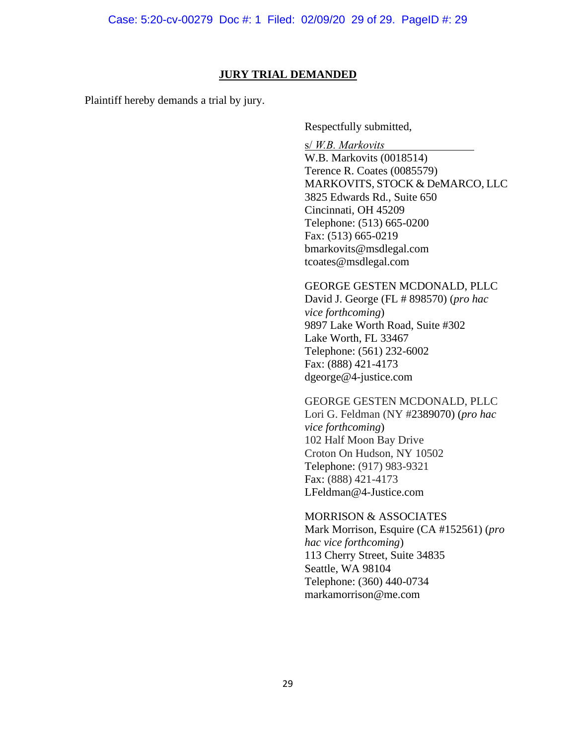## JURY TRIAL DEMANDED

Plaintiff hereby demands a trial by jury.

Respectfully submitted,

s/ *W.B. Markovits*
W.B. Markovits (0018514)
Terence R. Coates (0085579)
MARKOVITS, STOCK & DeMARCO, LLC
3825 Edwards Rd., Suite 650
Cincinnati, OH 45209
Telephone: (513) 665-0200
Fax: (513) 665-0219
bmarkovits@msdlegal.com
tcoates@msdlegal.com

GEORGE GESTEN MCDONALD, PLLC
David J. George (FL # 898570) (*pro hac vice forthcoming*)
9897 Lake Worth Road, Suite #302
Lake Worth, FL 33467
Telephone: (561) 232-6002
Fax: (888) 421-4173
dgeorge@4-justice.com

GEORGE GESTEN MCDONALD, PLLC
Lori G. Feldman (NY #2389070) (*pro hac vice forthcoming*)
102 Half Moon Bay Drive
Croton On Hudson, NY 10502
Telephone: (917) 983-9321
Fax: (888) 421-4173
LFeldman@4-Justice.com

MORRISON & ASSOCIATES
Mark Morrison, Esquire (CA #152561) (*pro hac vice forthcoming*)
113 Cherry Street, Suite 34835
Seattle, WA 98104
Telephone: (360) 440-0734
markamorrison@me.com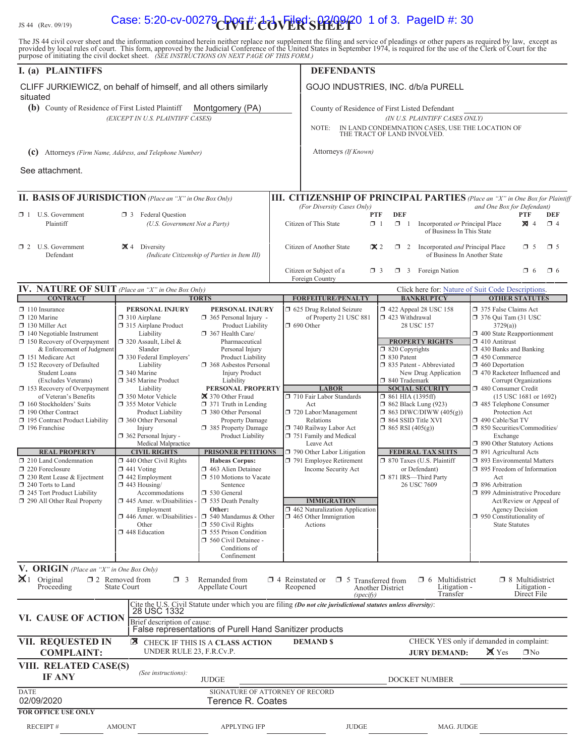JS 44 (Rev. 09/19)

# CIVIL COVER SHEET

The JS 44 civil cover sheet and the information contained herein neither replace nor supplement the filing and service of pleadings or other papers as required by law, except as provided by local rules of court. This form, approved by the Judicial Conference of the United States in September 1974, is required for the use of the Clerk of Court for the purpose of initiating the civil docket sheet. *(SEE INSTRUCTIONS ON NEXT PAGE OF THIS FORM.)*

## I. (a) PLAINTIFFS

CLIFF JURKIEWICZ, on behalf of himself, and all others similarly situated

**(b)** County of Residence of First Listed Plaintiff: Montgomery (PA)
*(EXCEPT IN U.S. PLAINTIFF CASES)*

**(c)** Attorneys *(Firm Name, Address, and Telephone Number)*

See attachment.

## DEFENDANTS

GOJO INDUSTRIES, INC. d/b/a PURELL

County of Residence of First Listed Defendant
*(IN U.S. PLAINTIFF CASES ONLY)*

NOTE: IN LAND CONDEMNATION CASES, USE THE LOCATION OF THE TRACT OF LAND INVOLVED.

Attorneys *(If Known)*

## II. BASIS OF JURISDICTION *(Place an "X" in One Box Only)*

- ☐ 1 U.S. Government Plaintiff
- ☐ 3 Federal Question *(U.S. Government Not a Party)*
- ☐ 2 U.S. Government Defendant
- ☒ 4 Diversity *(Indicate Citizenship of Parties in Item III)*

## III. CITIZENSHIP OF PRINCIPAL PARTIES *(Place an "X" in One Box for Plaintiff and One Box for Defendant)* *(For Diversity Cases Only)*

| | PTF | DEF | | PTF | DEF |
|---|---|---|---|---|---|
| Citizen of This State | ☐ 1 | ☐ 1 | Incorporated *or* Principal Place of Business In This State | ☒ 4 | ☐ 4 |
| Citizen of Another State | ☒ 2 | ☐ 2 | Incorporated *and* Principal Place of Business In Another State | ☐ 5 | ☐ 5 |
| Citizen or Subject of a Foreign Country | ☐ 3 | ☐ 3 | Foreign Nation | ☐ 6 | ☐ 6 |

## IV. NATURE OF SUIT *(Place an "X" in One Box Only)*

Click here for: Nature of Suit Code Descriptions.

**CONTRACT**
- ☐ 110 Insurance
- ☐ 120 Marine
- ☐ 130 Miller Act
- ☐ 140 Negotiable Instrument
- ☐ 150 Recovery of Overpayment & Enforcement of Judgment
- ☐ 151 Medicare Act
- ☐ 152 Recovery of Defaulted Student Loans (Excludes Veterans)
- ☐ 153 Recovery of Overpayment of Veteran's Benefits
- ☐ 160 Stockholders' Suits
- ☐ 190 Other Contract
- ☐ 195 Contract Product Liability
- ☐ 196 Franchise

**REAL PROPERTY**
- ☐ 210 Land Condemnation
- ☐ 220 Foreclosure
- ☐ 230 Rent Lease & Ejectment
- ☐ 240 Torts to Land
- ☐ 245 Tort Product Liability
- ☐ 290 All Other Real Property

**TORTS — PERSONAL INJURY**
- ☐ 310 Airplane
- ☐ 315 Airplane Product Liability
- ☐ 320 Assault, Libel & Slander
- ☐ 330 Federal Employers' Liability
- ☐ 340 Marine
- ☐ 345 Marine Product Liability
- ☐ 350 Motor Vehicle
- ☐ 355 Motor Vehicle Product Liability
- ☐ 360 Other Personal Injury
- ☐ 362 Personal Injury - Medical Malpractice

**PERSONAL INJURY**
- ☐ 365 Personal Injury - Product Liability
- ☐ 367 Health Care/ Pharmaceutical Personal Injury Product Liability
- ☐ 368 Asbestos Personal Injury Product Liability

**PERSONAL PROPERTY**
- ☒ 370 Other Fraud
- ☐ 371 Truth in Lending
- ☐ 380 Other Personal Property Damage
- ☐ 385 Property Damage Product Liability

**CIVIL RIGHTS**
- ☐ 440 Other Civil Rights
- ☐ 441 Voting
- ☐ 442 Employment
- ☐ 443 Housing/ Accommodations
- ☐ 445 Amer. w/Disabilities - Employment
- ☐ 446 Amer. w/Disabilities - Other
- ☐ 448 Education

**PRISONER PETITIONS**
Habeas Corpus:
- ☐ 463 Alien Detainee
- ☐ 510 Motions to Vacate Sentence
- ☐ 530 General
- ☐ 535 Death Penalty

Other:
- ☐ 540 Mandamus & Other
- ☐ 550 Civil Rights
- ☐ 555 Prison Condition
- ☐ 560 Civil Detainee - Conditions of Confinement

**FORFEITURE/PENALTY**
- ☐ 625 Drug Related Seizure of Property 21 USC 881
- ☐ 690 Other

**LABOR**
- ☐ 710 Fair Labor Standards Act
- ☐ 720 Labor/Management Relations
- ☐ 740 Railway Labor Act
- ☐ 751 Family and Medical Leave Act
- ☐ 790 Other Labor Litigation
- ☐ 791 Employee Retirement Income Security Act

**IMMIGRATION**
- ☐ 462 Naturalization Application
- ☐ 465 Other Immigration Actions

**BANKRUPTCY**
- ☐ 422 Appeal 28 USC 158
- ☐ 423 Withdrawal 28 USC 157

**PROPERTY RIGHTS**
- ☐ 820 Copyrights
- ☐ 830 Patent
- ☐ 835 Patent - Abbreviated New Drug Application
- ☐ 840 Trademark

**SOCIAL SECURITY**
- ☐ 861 HIA (1395ff)
- ☐ 862 Black Lung (923)
- ☐ 863 DIWC/DIWW (405(g))
- ☐ 864 SSID Title XVI
- ☐ 865 RSI (405(g))

**FEDERAL TAX SUITS**
- ☐ 870 Taxes (U.S. Plaintiff or Defendant)
- ☐ 871 IRS—Third Party 26 USC 7609

**OTHER STATUTES**
- ☐ 375 False Claims Act
- ☐ 376 Qui Tam (31 USC 3729(a))
- ☐ 400 State Reapportionment
- ☐ 410 Antitrust
- ☐ 430 Banks and Banking
- ☐ 450 Commerce
- ☐ 460 Deportation
- ☐ 470 Racketeer Influenced and Corrupt Organizations
- ☐ 480 Consumer Credit (15 USC 1681 or 1692)
- ☐ 485 Telephone Consumer Protection Act
- ☐ 490 Cable/Sat TV
- ☐ 850 Securities/Commodities/ Exchange
- ☐ 890 Other Statutory Actions
- ☐ 891 Agricultural Acts
- ☐ 893 Environmental Matters
- ☐ 895 Freedom of Information Act
- ☐ 896 Arbitration
- ☐ 899 Administrative Procedure Act/Review or Appeal of Agency Decision
- ☐ 950 Constitutionality of State Statutes

## V. ORIGIN *(Place an "X" in One Box Only)*

- ☒ 1 Original Proceeding
- ☐ 2 Removed from State Court
- ☐ 3 Remanded from Appellate Court
- ☐ 4 Reinstated or Reopened
- ☐ 5 Transferred from Another District *(specify)*
- ☐ 6 Multidistrict Litigation - Transfer
- ☐ 8 Multidistrict Litigation - Direct File

## VI. CAUSE OF ACTION

Cite the U.S. Civil Statute under which you are filing *(Do not cite jurisdictional statutes unless diversity)*:
28 USC 1332

Brief description of cause:
False representations of Purell Hand Sanitizer products

## VII. REQUESTED IN COMPLAINT:

☒ CHECK IF THIS IS A CLASS ACTION UNDER RULE 23, F.R.Cv.P.

DEMAND $

CHECK YES only if demanded in complaint:
JURY DEMAND: ☒ Yes ☐ No

## VIII. RELATED CASE(S) IF ANY

*(See instructions):* JUDGE DOCKET NUMBER

DATE: 02/09/2020

SIGNATURE OF ATTORNEY OF RECORD: Terence R. Coates

**FOR OFFICE USE ONLY**

RECEIPT # AMOUNT APPLYING IFP JUDGE MAG. JUDGE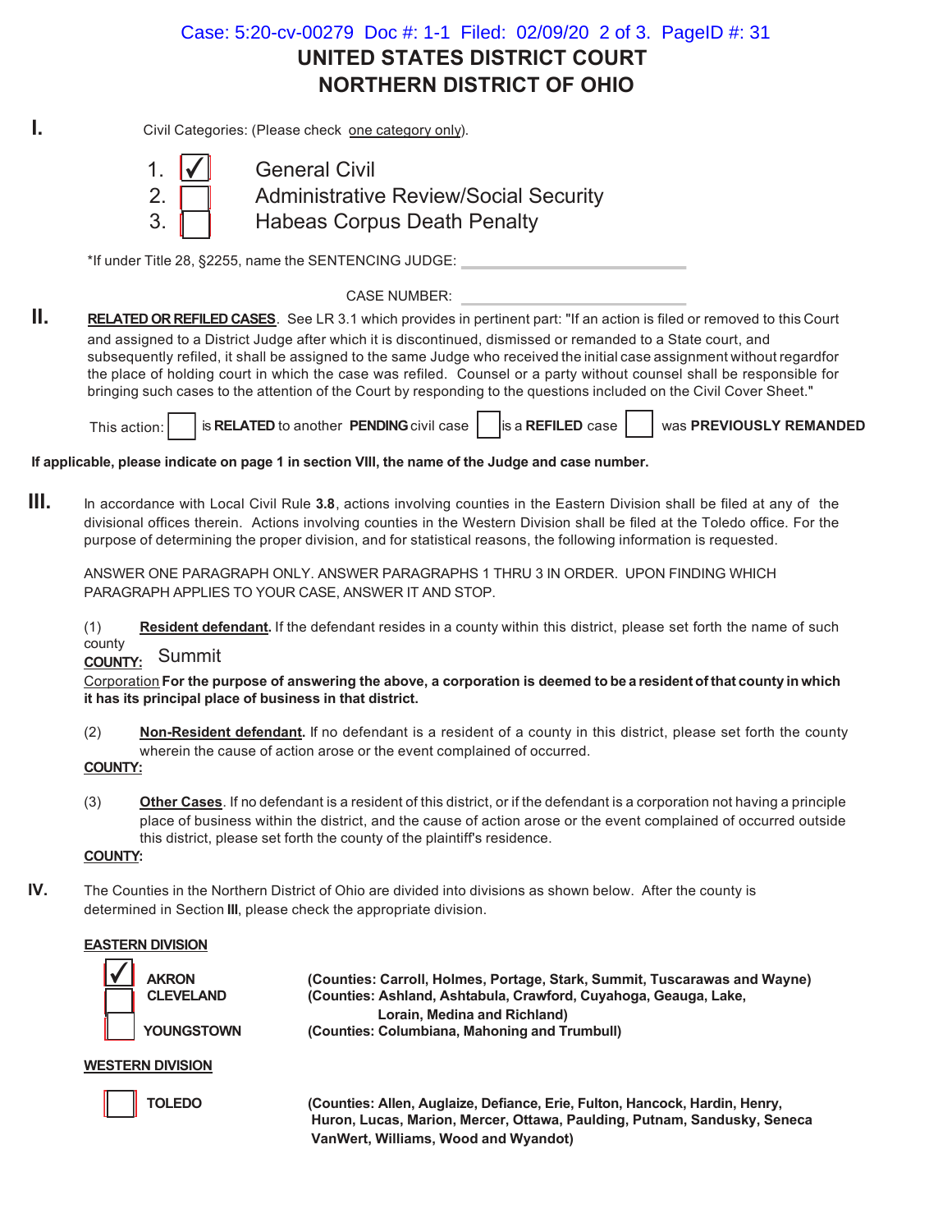# UNITED STATES DISTRICT COURT
# NORTHERN DISTRICT OF OHIO

**I.** Civil Categories: (Please check one category only).

1. [✓] General Civil
2. [ ] Administrative Review/Social Security
3. [ ] Habeas Corpus Death Penalty

*If under Title 28, §2255, name the SENTENCING JUDGE: ____________________

CASE NUMBER: ____________________

**II.** **RELATED OR REFILED CASES**. See LR 3.1 which provides in pertinent part: "If an action is filed or removed to this Court and assigned to a District Judge after which it is discontinued, dismissed or remanded to a State court, and subsequently refiled, it shall be assigned to the same Judge who received the initial case assignment without regardfor the place of holding court in which the case was refiled. Counsel or a party without counsel shall be responsible for bringing such cases to the attention of the Court by responding to the questions included on the Civil Cover Sheet."

This action: [ ] is **RELATED** to another **PENDING** civil case [ ] is a **REFILED** case [ ] was **PREVIOUSLY REMANDED**

**If applicable, please indicate on page 1 in section VIII, the name of the Judge and case number.**

**III.** In accordance with Local Civil Rule **3.8**, actions involving counties in the Eastern Division shall be filed at any of the divisional offices therein. Actions involving counties in the Western Division shall be filed at the Toledo office. For the purpose of determining the proper division, and for statistical reasons, the following information is requested.

ANSWER ONE PARAGRAPH ONLY. ANSWER PARAGRAPHS 1 THRU 3 IN ORDER. UPON FINDING WHICH PARAGRAPH APPLIES TO YOUR CASE, ANSWER IT AND STOP.

(1) **Resident defendant.** If the defendant resides in a county within this district, please set forth the name of such county
**COUNTY:** Summit
Corporation **For the purpose of answering the above, a corporation is deemed to be a resident of that county in which it has its principal place of business in that district.**

(2) **Non-Resident defendant.** If no defendant is a resident of a county in this district, please set forth the county wherein the cause of action arose or the event complained of occurred.
**COUNTY:**

(3) **Other Cases**. If no defendant is a resident of this district, or if the defendant is a corporation not having a principle place of business within the district, and the cause of action arose or the event complained of occurred outside this district, please set forth the county of the plaintiff's residence.
**COUNTY:**

**IV.** The Counties in the Northern District of Ohio are divided into divisions as shown below. After the county is determined in Section **III**, please check the appropriate division.

**EASTERN DIVISION**

- [✓] **AKRON** **(Counties: Carroll, Holmes, Portage, Stark, Summit, Tuscarawas and Wayne)**
- [ ] **CLEVELAND** **(Counties: Ashland, Ashtabula, Crawford, Cuyahoga, Geauga, Lake, Lorain, Medina and Richland)**
- [ ] **YOUNGSTOWN** **(Counties: Columbiana, Mahoning and Trumbull)**

**WESTERN DIVISION**

- [ ] **TOLEDO** **(Counties: Allen, Auglaize, Defiance, Erie, Fulton, Hancock, Hardin, Henry, Huron, Lucas, Marion, Mercer, Ottawa, Paulding, Putnam, Sandusky, Seneca VanWert, Williams, Wood and Wyandot)**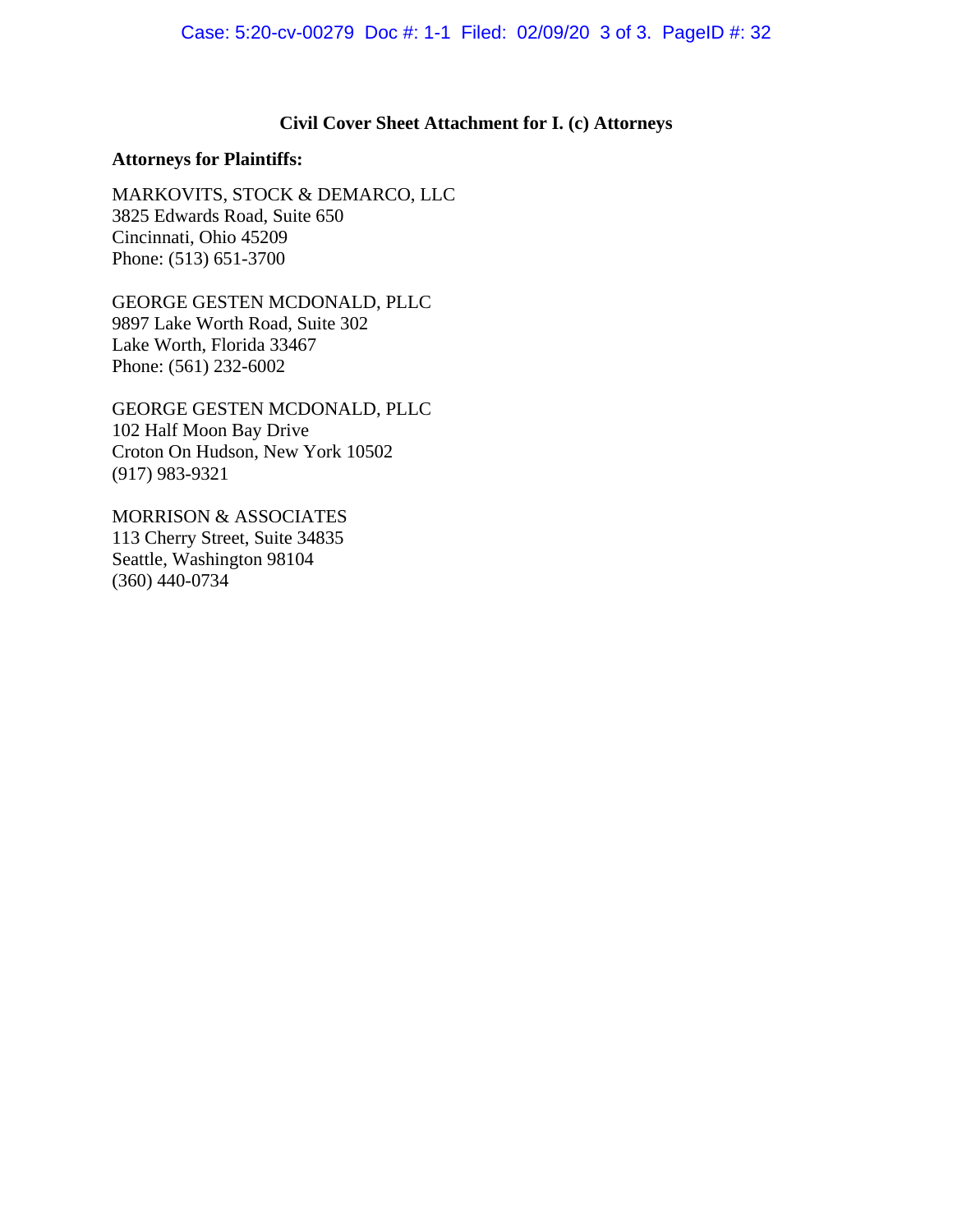## Civil Cover Sheet Attachment for I. (c) Attorneys

**Attorneys for Plaintiffs:**

MARKOVITS, STOCK & DEMARCO, LLC
3825 Edwards Road, Suite 650
Cincinnati, Ohio 45209
Phone: (513) 651-3700

GEORGE GESTEN MCDONALD, PLLC
9897 Lake Worth Road, Suite 302
Lake Worth, Florida 33467
Phone: (561) 232-6002

GEORGE GESTEN MCDONALD, PLLC
102 Half Moon Bay Drive
Croton On Hudson, New York 10502
(917) 983-9321

MORRISON & ASSOCIATES
113 Cherry Street, Suite 34835
Seattle, Washington 98104
(360) 440-0734